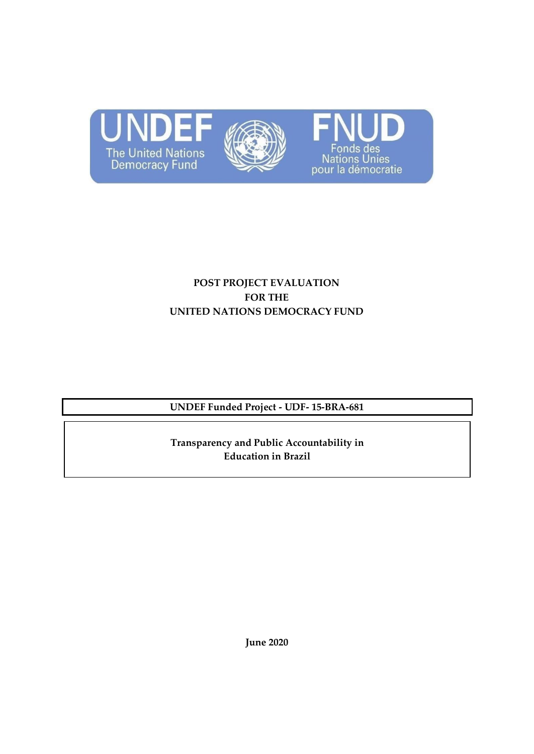UNDEF
The United Nations Democracy Fund

FNUD
Fonds des Nations Unies pour la démocratie

**POST PROJECT EVALUATION**
**FOR THE**
**UNITED NATIONS DEMOCRACY FUND**

**UNDEF Funded Project - UDF- 15-BRA-681**

**Transparency and Public Accountability in Education in Brazil**

**June 2020**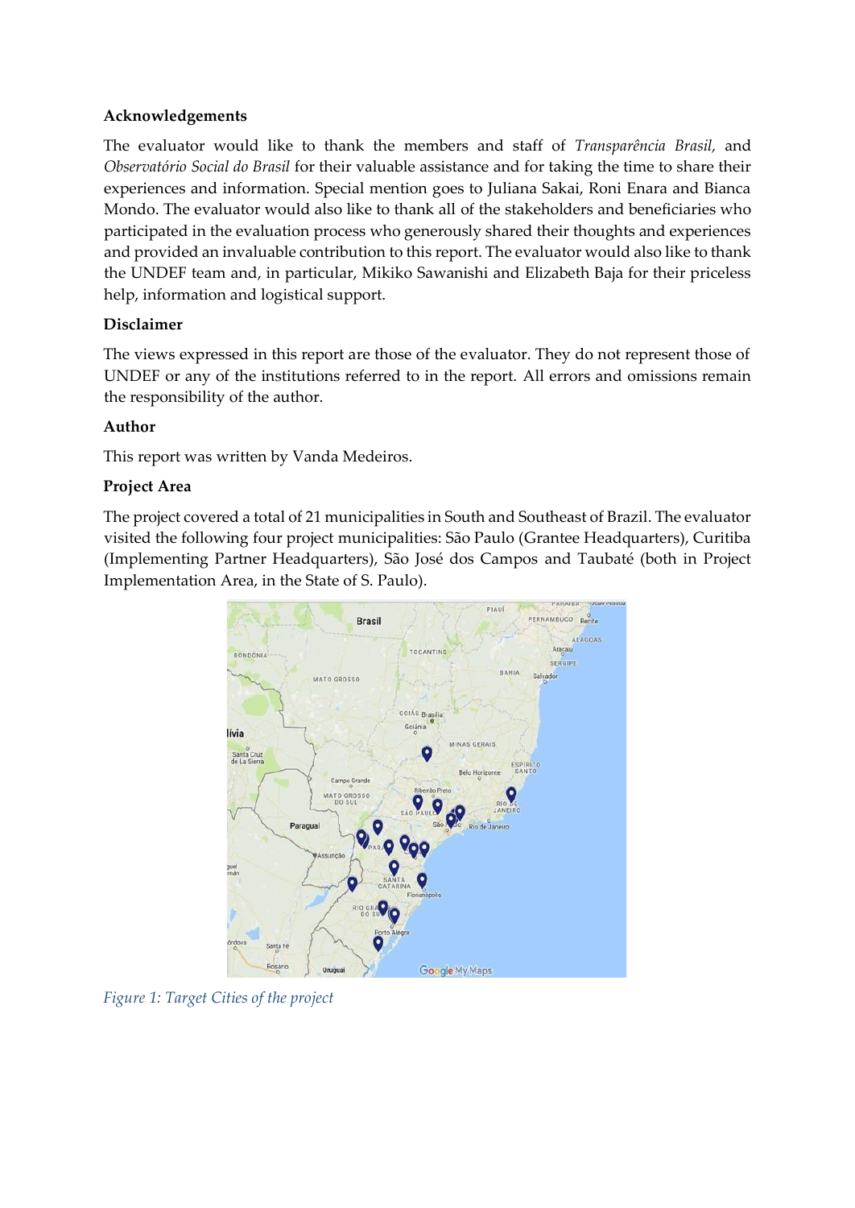**Acknowledgements**

The evaluator would like to thank the members and staff of *Transparência Brasil,* and *Observatório Social do Brasil* for their valuable assistance and for taking the time to share their experiences and information. Special mention goes to Juliana Sakai, Roni Enara and Bianca Mondo. The evaluator would also like to thank all of the stakeholders and beneficiaries who participated in the evaluation process who generously shared their thoughts and experiences and provided an invaluable contribution to this report. The evaluator would also like to thank the UNDEF team and, in particular, Mikiko Sawanishi and Elizabeth Baja for their priceless help, information and logistical support.

**Disclaimer**

The views expressed in this report are those of the evaluator. They do not represent those of UNDEF or any of the institutions referred to in the report. All errors and omissions remain the responsibility of the author.

**Author**

This report was written by Vanda Medeiros.

**Project Area**

The project covered a total of 21 municipalities in South and Southeast of Brazil. The evaluator visited the following four project municipalities: São Paulo (Grantee Headquarters), Curitiba (Implementing Partner Headquarters), São José dos Campos and Taubaté (both in Project Implementation Area, in the State of S. Paulo).

*Figure 1: Target Cities of the project*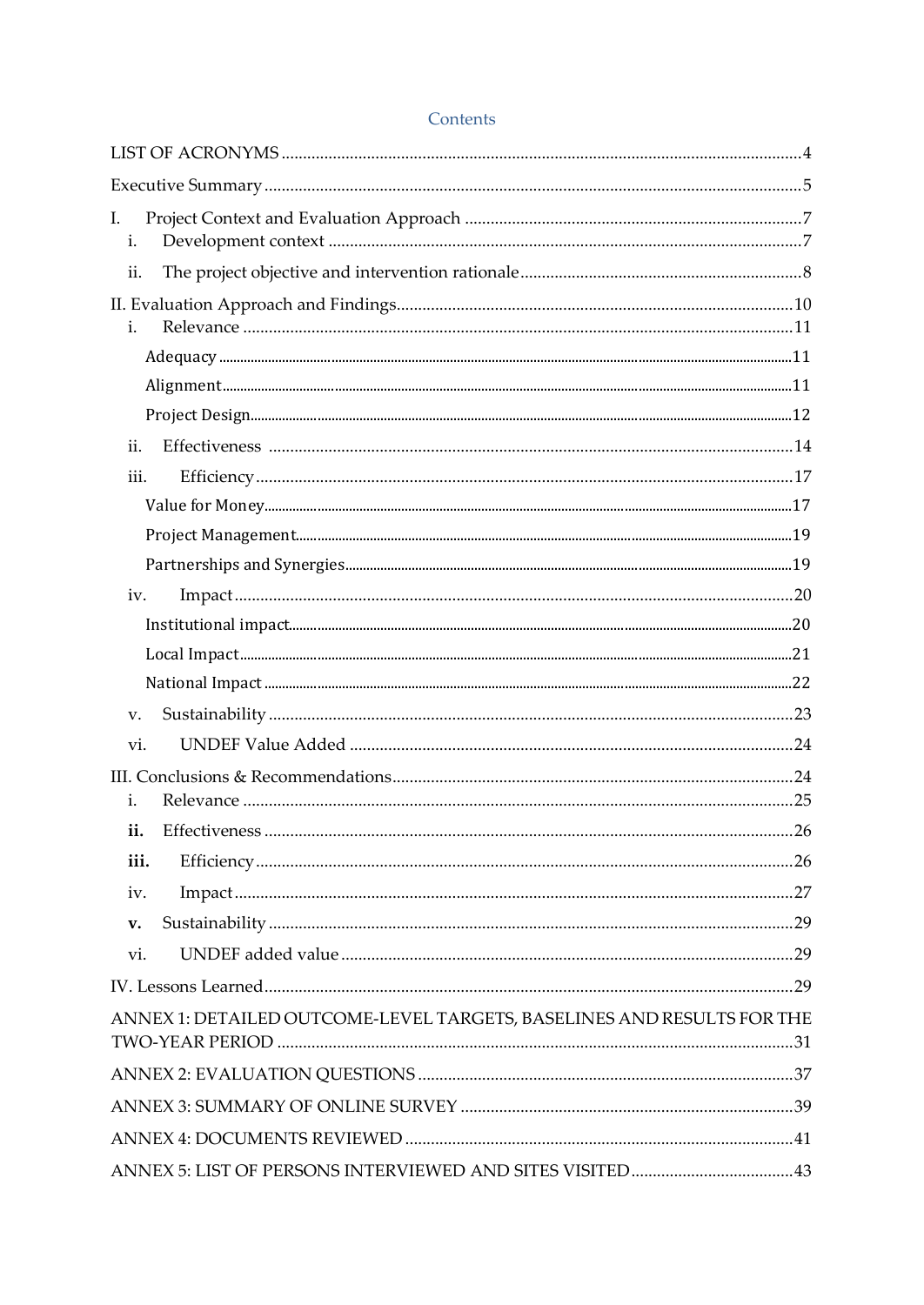# Contents

LIST OF ACRONYMS ........................................................................................................4

Executive Summary ...........................................................................................................5

I. Project Context and Evaluation Approach ...........................................................7
  i. Development context ...........................................................................................7
  ii. The project objective and intervention rationale...............................................8

II. Evaluation Approach and Findings.......................................................................10
  i. Relevance ..............................................................................................................11
    Adequacy ...........................................................................................................11
    Alignment...........................................................................................................11
    Project Design.....................................................................................................12
  ii. Effectiveness ........................................................................................................14
  iii. Efficiency ..............................................................................................................17
    Value for Money..................................................................................................17
    Project Management............................................................................................19
    Partnerships and Synergies................................................................................19
  iv. Impact ...................................................................................................................20
    Institutional impact............................................................................................20
    Local Impact.......................................................................................................21
    National Impact .................................................................................................22
  v. Sustainability ........................................................................................................23
  vi. UNDEF Value Added ...........................................................................................24

III. Conclusions & Recommendations........................................................................24
  i. Relevance ..............................................................................................................25
  **ii.** Effectiveness ........................................................................................................26
  **iii.** Efficiency ..............................................................................................................26
  iv. Impact ...................................................................................................................27
  **v.** Sustainability ........................................................................................................29
  vi. UNDEF added value ............................................................................................29

IV. Lessons Learned......................................................................................................29

ANNEX 1: DETAILED OUTCOME-LEVEL TARGETS, BASELINES AND RESULTS FOR THE TWO-YEAR PERIOD ...........................................................................................................31

ANNEX 2: EVALUATION QUESTIONS ........................................................................37

ANNEX 3: SUMMARY OF ONLINE SURVEY ...............................................................39

ANNEX 4: DOCUMENTS REVIEWED ...........................................................................41

ANNEX 5: LIST OF PERSONS INTERVIEWED AND SITES VISITED .....................43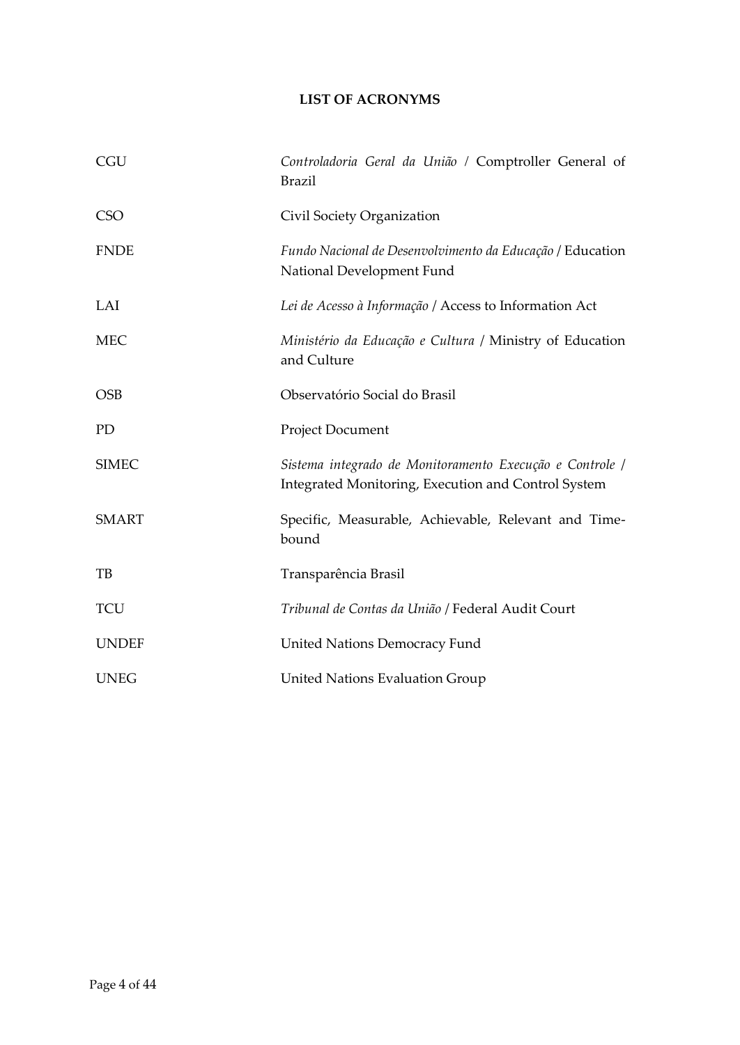## LIST OF ACRONYMS

| | |
|---|---|
| CGU | *Controladoria Geral da União* / Comptroller General of Brazil |
| CSO | Civil Society Organization |
| FNDE | *Fundo Nacional de Desenvolvimento da Educação* / Education National Development Fund |
| LAI | *Lei de Acesso à Informação* / Access to Information Act |
| MEC | *Ministério da Educação e Cultura* / Ministry of Education and Culture |
| OSB | Observatório Social do Brasil |
| PD | Project Document |
| SIMEC | *Sistema integrado de Monitoramento Execução e Controle* / Integrated Monitoring, Execution and Control System |
| SMART | Specific, Measurable, Achievable, Relevant and Time-bound |
| TB | Transparência Brasil |
| TCU | *Tribunal de Contas da União* / Federal Audit Court |
| UNDEF | United Nations Democracy Fund |
| UNEG | United Nations Evaluation Group |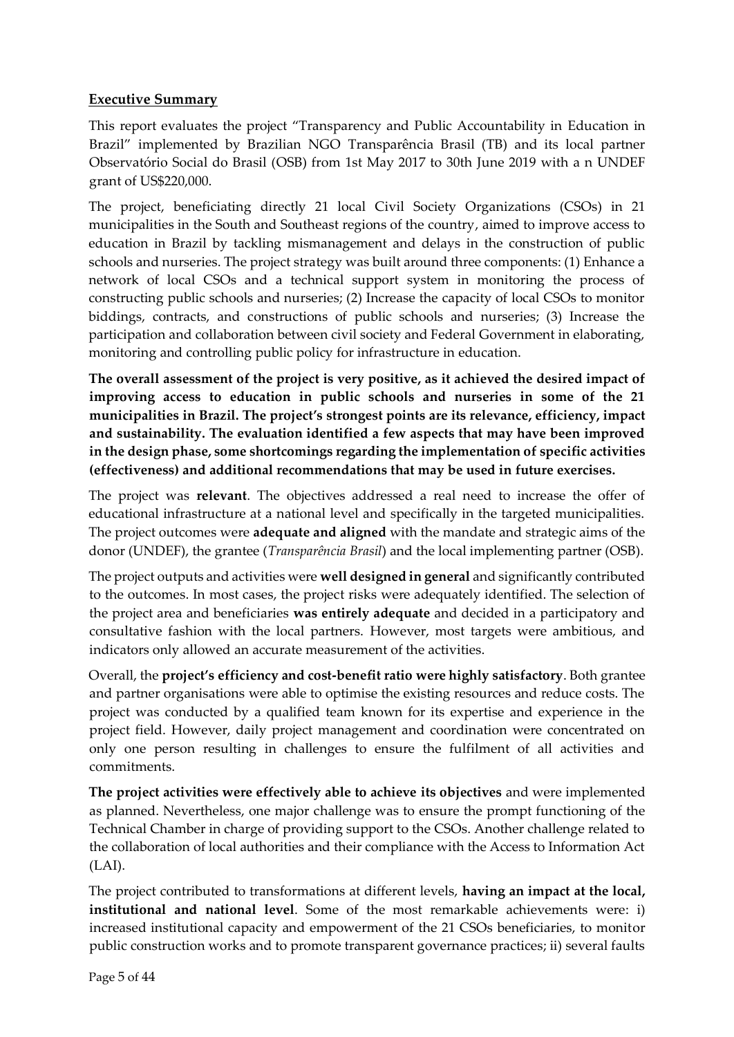**Executive Summary**

This report evaluates the project "Transparency and Public Accountability in Education in Brazil" implemented by Brazilian NGO Transparência Brasil (TB) and its local partner Observatório Social do Brasil (OSB) from 1st May 2017 to 30th June 2019 with a n UNDEF grant of US$220,000.

The project, beneficiating directly 21 local Civil Society Organizations (CSOs) in 21 municipalities in the South and Southeast regions of the country, aimed to improve access to education in Brazil by tackling mismanagement and delays in the construction of public schools and nurseries. The project strategy was built around three components: (1) Enhance a network of local CSOs and a technical support system in monitoring the process of constructing public schools and nurseries; (2) Increase the capacity of local CSOs to monitor biddings, contracts, and constructions of public schools and nurseries; (3) Increase the participation and collaboration between civil society and Federal Government in elaborating, monitoring and controlling public policy for infrastructure in education.

**The overall assessment of the project is very positive, as it achieved the desired impact of improving access to education in public schools and nurseries in some of the 21 municipalities in Brazil. The project's strongest points are its relevance, efficiency, impact and sustainability. The evaluation identified a few aspects that may have been improved in the design phase, some shortcomings regarding the implementation of specific activities (effectiveness) and additional recommendations that may be used in future exercises.**

The project was **relevant**. The objectives addressed a real need to increase the offer of educational infrastructure at a national level and specifically in the targeted municipalities. The project outcomes were **adequate and aligned** with the mandate and strategic aims of the donor (UNDEF), the grantee (*Transparência Brasil*) and the local implementing partner (OSB).

The project outputs and activities were **well designed in general** and significantly contributed to the outcomes. In most cases, the project risks were adequately identified. The selection of the project area and beneficiaries **was entirely adequate** and decided in a participatory and consultative fashion with the local partners. However, most targets were ambitious, and indicators only allowed an accurate measurement of the activities.

Overall, the **project's efficiency and cost-benefit ratio were highly satisfactory**. Both grantee and partner organisations were able to optimise the existing resources and reduce costs. The project was conducted by a qualified team known for its expertise and experience in the project field. However, daily project management and coordination were concentrated on only one person resulting in challenges to ensure the fulfilment of all activities and commitments.

**The project activities were effectively able to achieve its objectives** and were implemented as planned. Nevertheless, one major challenge was to ensure the prompt functioning of the Technical Chamber in charge of providing support to the CSOs. Another challenge related to the collaboration of local authorities and their compliance with the Access to Information Act (LAI).

The project contributed to transformations at different levels, **having an impact at the local, institutional and national level**. Some of the most remarkable achievements were: i) increased institutional capacity and empowerment of the 21 CSOs beneficiaries, to monitor public construction works and to promote transparent governance practices; ii) several faults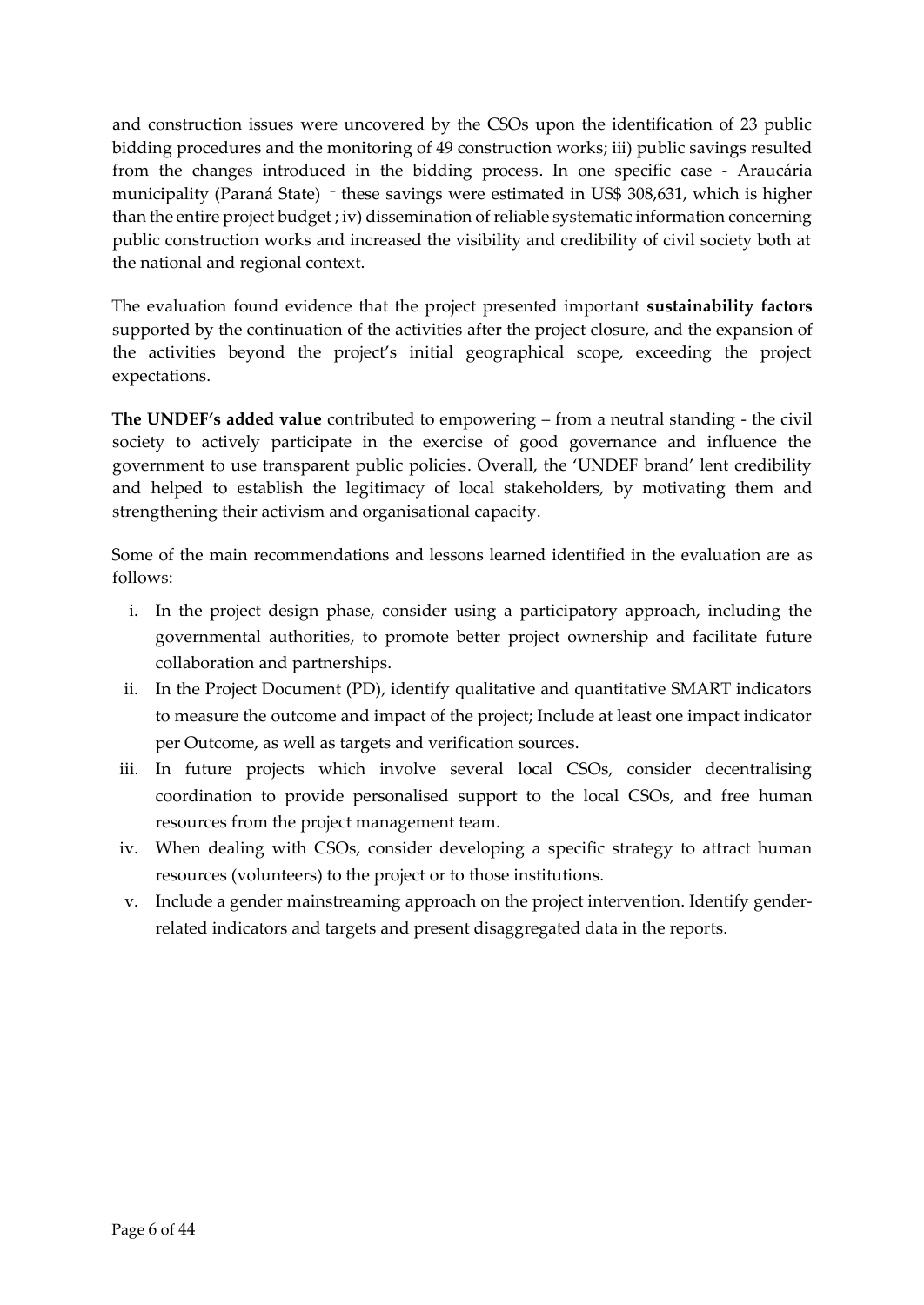and construction issues were uncovered by the CSOs upon the identification of 23 public bidding procedures and the monitoring of 49 construction works; iii) public savings resulted from the changes introduced in the bidding process. In one specific case - Araucária municipality (Paraná State) – these savings were estimated in US$ 308,631, which is higher than the entire project budget ; iv) dissemination of reliable systematic information concerning public construction works and increased the visibility and credibility of civil society both at the national and regional context.

The evaluation found evidence that the project presented important **sustainability factors** supported by the continuation of the activities after the project closure, and the expansion of the activities beyond the project's initial geographical scope, exceeding the project expectations.

**The UNDEF's added value** contributed to empowering – from a neutral standing - the civil society to actively participate in the exercise of good governance and influence the government to use transparent public policies. Overall, the 'UNDEF brand' lent credibility and helped to establish the legitimacy of local stakeholders, by motivating them and strengthening their activism and organisational capacity.

Some of the main recommendations and lessons learned identified in the evaluation are as follows:

i. In the project design phase, consider using a participatory approach, including the governmental authorities, to promote better project ownership and facilitate future collaboration and partnerships.
ii. In the Project Document (PD), identify qualitative and quantitative SMART indicators to measure the outcome and impact of the project; Include at least one impact indicator per Outcome, as well as targets and verification sources.
iii. In future projects which involve several local CSOs, consider decentralising coordination to provide personalised support to the local CSOs, and free human resources from the project management team.
iv. When dealing with CSOs, consider developing a specific strategy to attract human resources (volunteers) to the project or to those institutions.
v. Include a gender mainstreaming approach on the project intervention. Identify gender-related indicators and targets and present disaggregated data in the reports.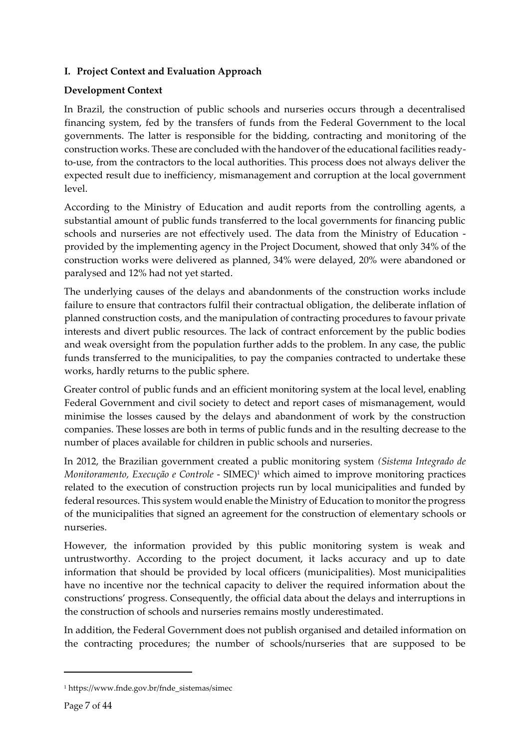## I. Project Context and Evaluation Approach

### Development Context

In Brazil, the construction of public schools and nurseries occurs through a decentralised financing system, fed by the transfers of funds from the Federal Government to the local governments. The latter is responsible for the bidding, contracting and monitoring of the construction works. These are concluded with the handover of the educational facilities ready-to-use, from the contractors to the local authorities. This process does not always deliver the expected result due to inefficiency, mismanagement and corruption at the local government level.

According to the Ministry of Education and audit reports from the controlling agents, a substantial amount of public funds transferred to the local governments for financing public schools and nurseries are not effectively used. The data from the Ministry of Education - provided by the implementing agency in the Project Document, showed that only 34% of the construction works were delivered as planned, 34% were delayed, 20% were abandoned or paralysed and 12% had not yet started.

The underlying causes of the delays and abandonments of the construction works include failure to ensure that contractors fulfil their contractual obligation, the deliberate inflation of planned construction costs, and the manipulation of contracting procedures to favour private interests and divert public resources. The lack of contract enforcement by the public bodies and weak oversight from the population further adds to the problem. In any case, the public funds transferred to the municipalities, to pay the companies contracted to undertake these works, hardly returns to the public sphere.

Greater control of public funds and an efficient monitoring system at the local level, enabling Federal Government and civil society to detect and report cases of mismanagement, would minimise the losses caused by the delays and abandonment of work by the construction companies. These losses are both in terms of public funds and in the resulting decrease to the number of places available for children in public schools and nurseries.

In 2012, the Brazilian government created a public monitoring system *(Sistema Integrado de Monitoramento, Execução e Controle* - SIMEC)[1] which aimed to improve monitoring practices related to the execution of construction projects run by local municipalities and funded by federal resources. This system would enable the Ministry of Education to monitor the progress of the municipalities that signed an agreement for the construction of elementary schools or nurseries.

However, the information provided by this public monitoring system is weak and untrustworthy. According to the project document, it lacks accuracy and up to date information that should be provided by local officers (municipalities). Most municipalities have no incentive nor the technical capacity to deliver the required information about the constructions' progress. Consequently, the official data about the delays and interruptions in the construction of schools and nurseries remains mostly underestimated.

In addition, the Federal Government does not publish organised and detailed information on the contracting procedures; the number of schools/nurseries that are supposed to be

[1] https://www.fnde.gov.br/fnde_sistemas/simec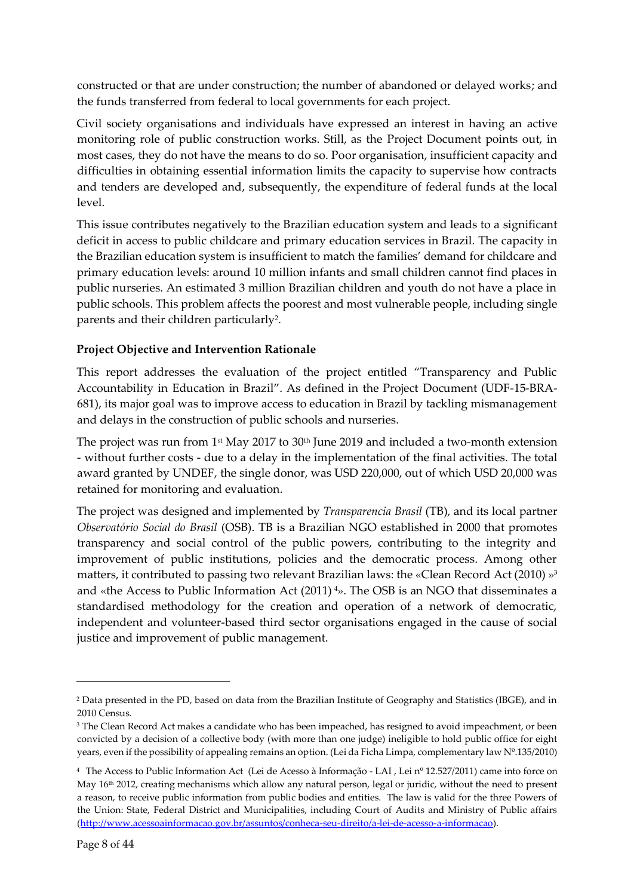constructed or that are under construction; the number of abandoned or delayed works; and the funds transferred from federal to local governments for each project.

Civil society organisations and individuals have expressed an interest in having an active monitoring role of public construction works. Still, as the Project Document points out, in most cases, they do not have the means to do so. Poor organisation, insufficient capacity and difficulties in obtaining essential information limits the capacity to supervise how contracts and tenders are developed and, subsequently, the expenditure of federal funds at the local level.

This issue contributes negatively to the Brazilian education system and leads to a significant deficit in access to public childcare and primary education services in Brazil. The capacity in the Brazilian education system is insufficient to match the families' demand for childcare and primary education levels: around 10 million infants and small children cannot find places in public nurseries. An estimated 3 million Brazilian children and youth do not have a place in public schools. This problem affects the poorest and most vulnerable people, including single parents and their children particularly[2].

**Project Objective and Intervention Rationale**

This report addresses the evaluation of the project entitled "Transparency and Public Accountability in Education in Brazil". As defined in the Project Document (UDF-15-BRA-681), its major goal was to improve access to education in Brazil by tackling mismanagement and delays in the construction of public schools and nurseries.

The project was run from 1st May 2017 to 30th June 2019 and included a two-month extension - without further costs - due to a delay in the implementation of the final activities. The total award granted by UNDEF, the single donor, was USD 220,000, out of which USD 20,000 was retained for monitoring and evaluation.

The project was designed and implemented by *Transparencia Brasil* (TB), and its local partner *Observatório Social do Brasil* (OSB). TB is a Brazilian NGO established in 2000 that promotes transparency and social control of the public powers, contributing to the integrity and improvement of public institutions, policies and the democratic process. Among other matters, it contributed to passing two relevant Brazilian laws: the «Clean Record Act (2010) »[3] and «the Access to Public Information Act (2011) [4]». The OSB is an NGO that disseminates a standardised methodology for the creation and operation of a network of democratic, independent and volunteer-based third sector organisations engaged in the cause of social justice and improvement of public management.

---

[2] Data presented in the PD, based on data from the Brazilian Institute of Geography and Statistics (IBGE), and in 2010 Census.

[3] The Clean Record Act makes a candidate who has been impeached, has resigned to avoid impeachment, or been convicted by a decision of a collective body (with more than one judge) ineligible to hold public office for eight years, even if the possibility of appealing remains an option. (Lei da Ficha Limpa, complementary law Nº.135/2010)

[4] The Access to Public Information Act (Lei de Acesso à Informação - LAI , Lei nº 12.527/2011) came into force on May 16th 2012, creating mechanisms which allow any natural person, legal or juridic, without the need to present a reason, to receive public information from public bodies and entities. The law is valid for the three Powers of the Union: State, Federal District and Municipalities, including Court of Audits and Ministry of Public affairs (http://www.acessoainformacao.gov.br/assuntos/conheca-seu-direito/a-lei-de-acesso-a-informacao).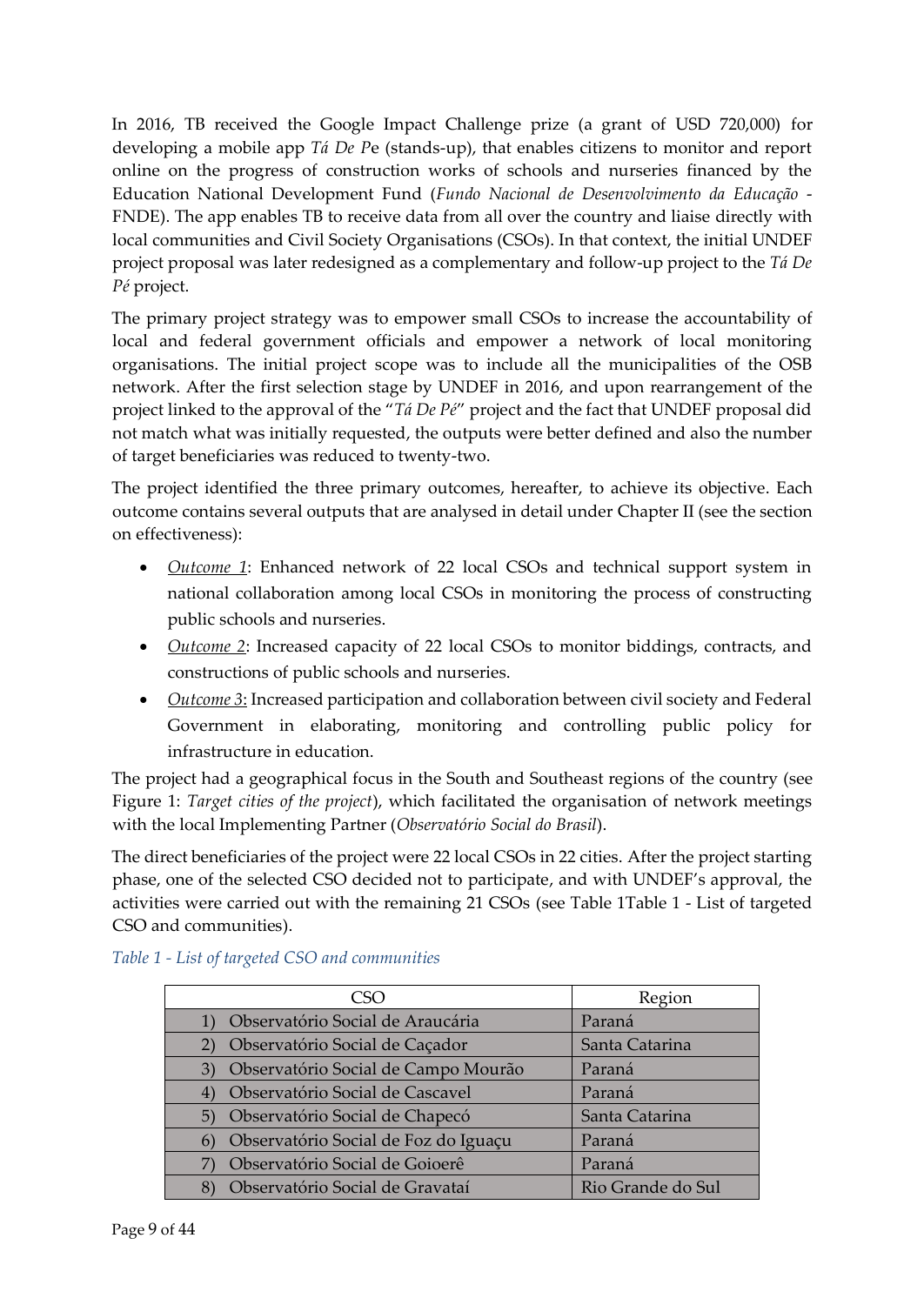In 2016, TB received the Google Impact Challenge prize (a grant of USD 720,000) for developing a mobile app *Tá De P*e (stands-up), that enables citizens to monitor and report online on the progress of construction works of schools and nurseries financed by the Education National Development Fund (*Fundo Nacional de Desenvolvimento da Educação* - FNDE). The app enables TB to receive data from all over the country and liaise directly with local communities and Civil Society Organisations (CSOs). In that context, the initial UNDEF project proposal was later redesigned as a complementary and follow-up project to the *Tá De Pé* project.

The primary project strategy was to empower small CSOs to increase the accountability of local and federal government officials and empower a network of local monitoring organisations. The initial project scope was to include all the municipalities of the OSB network. After the first selection stage by UNDEF in 2016, and upon rearrangement of the project linked to the approval of the "*Tá De Pé*" project and the fact that UNDEF proposal did not match what was initially requested, the outputs were better defined and also the number of target beneficiaries was reduced to twenty-two.

The project identified the three primary outcomes, hereafter, to achieve its objective. Each outcome contains several outputs that are analysed in detail under Chapter II (see the section on effectiveness):

- *Outcome 1*: Enhanced network of 22 local CSOs and technical support system in national collaboration among local CSOs in monitoring the process of constructing public schools and nurseries.
- *Outcome 2*: Increased capacity of 22 local CSOs to monitor biddings, contracts, and constructions of public schools and nurseries.
- *Outcome 3*: Increased participation and collaboration between civil society and Federal Government in elaborating, monitoring and controlling public policy for infrastructure in education.

The project had a geographical focus in the South and Southeast regions of the country (see Figure 1: *Target cities of the project*), which facilitated the organisation of network meetings with the local Implementing Partner (*Observatório Social do Brasil*).

The direct beneficiaries of the project were 22 local CSOs in 22 cities. After the project starting phase, one of the selected CSO decided not to participate, and with UNDEF's approval, the activities were carried out with the remaining 21 CSOs (see Table 1Table 1 - List of targeted CSO and communities).

*Table 1 - List of targeted CSO and communities*

| CSO | Region |
|---|---|
| 1) Observatório Social de Araucária | Paraná |
| 2) Observatório Social de Caçador | Santa Catarina |
| 3) Observatório Social de Campo Mourão | Paraná |
| 4) Observatório Social de Cascavel | Paraná |
| 5) Observatório Social de Chapecó | Santa Catarina |
| 6) Observatório Social de Foz do Iguaçu | Paraná |
| 7) Observatório Social de Goioerê | Paraná |
| 8) Observatório Social de Gravataí | Rio Grande do Sul |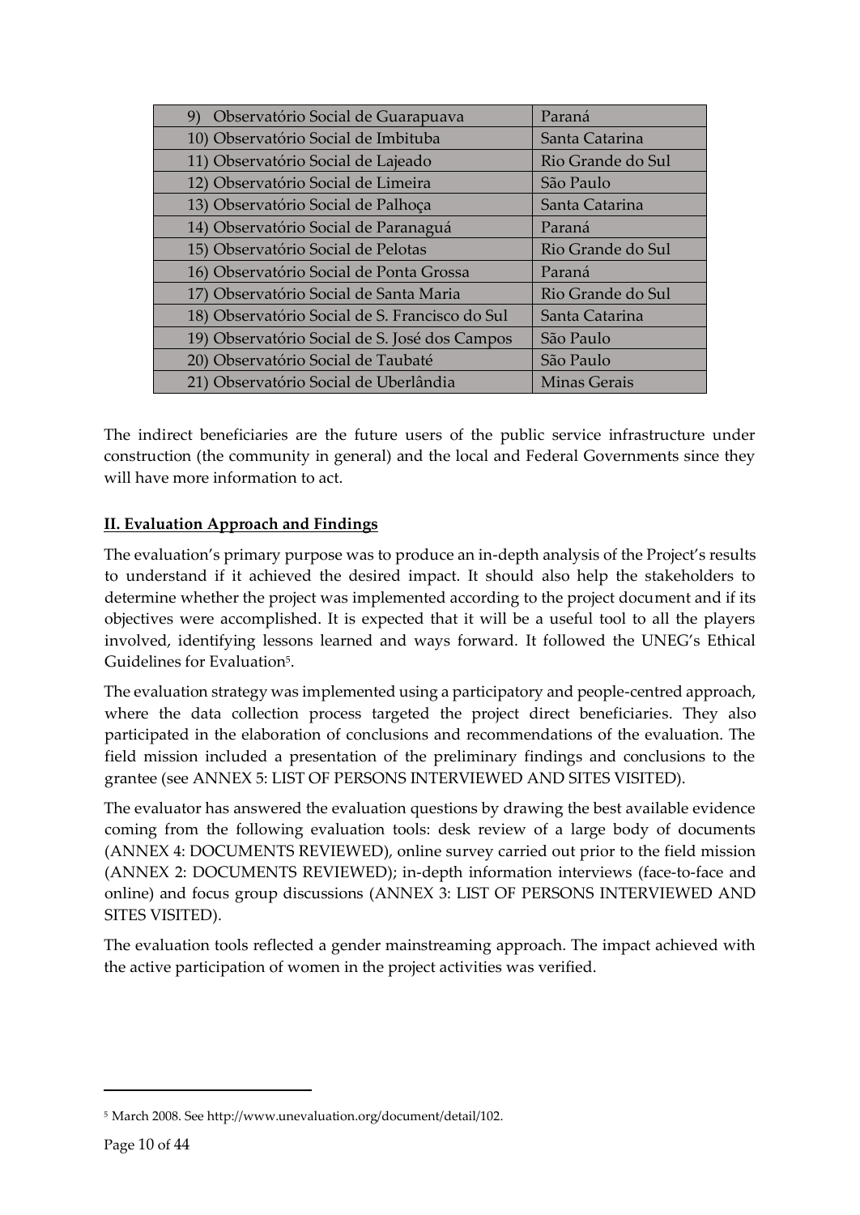| 9) Observatório Social de Guarapuava | Paraná |
|---|---|
| 10) Observatório Social de Imbituba | Santa Catarina |
| 11) Observatório Social de Lajeado | Rio Grande do Sul |
| 12) Observatório Social de Limeira | São Paulo |
| 13) Observatório Social de Palhoça | Santa Catarina |
| 14) Observatório Social de Paranaguá | Paraná |
| 15) Observatório Social de Pelotas | Rio Grande do Sul |
| 16) Observatório Social de Ponta Grossa | Paraná |
| 17) Observatório Social de Santa Maria | Rio Grande do Sul |
| 18) Observatório Social de S. Francisco do Sul | Santa Catarina |
| 19) Observatório Social de S. José dos Campos | São Paulo |
| 20) Observatório Social de Taubaté | São Paulo |
| 21) Observatório Social de Uberlândia | Minas Gerais |

The indirect beneficiaries are the future users of the public service infrastructure under construction (the community in general) and the local and Federal Governments since they will have more information to act.

## II. Evaluation Approach and Findings

The evaluation's primary purpose was to produce an in-depth analysis of the Project's results to understand if it achieved the desired impact. It should also help the stakeholders to determine whether the project was implemented according to the project document and if its objectives were accomplished. It is expected that it will be a useful tool to all the players involved, identifying lessons learned and ways forward. It followed the UNEG's Ethical Guidelines for Evaluation[5].

The evaluation strategy was implemented using a participatory and people-centred approach, where the data collection process targeted the project direct beneficiaries. They also participated in the elaboration of conclusions and recommendations of the evaluation. The field mission included a presentation of the preliminary findings and conclusions to the grantee (see ANNEX 5: LIST OF PERSONS INTERVIEWED AND SITES VISITED).

The evaluator has answered the evaluation questions by drawing the best available evidence coming from the following evaluation tools: desk review of a large body of documents (ANNEX 4: DOCUMENTS REVIEWED), online survey carried out prior to the field mission (ANNEX 2: DOCUMENTS REVIEWED); in-depth information interviews (face-to-face and online) and focus group discussions (ANNEX 3: LIST OF PERSONS INTERVIEWED AND SITES VISITED).

The evaluation tools reflected a gender mainstreaming approach. The impact achieved with the active participation of women in the project activities was verified.

[5] March 2008. See http://www.unevaluation.org/document/detail/102.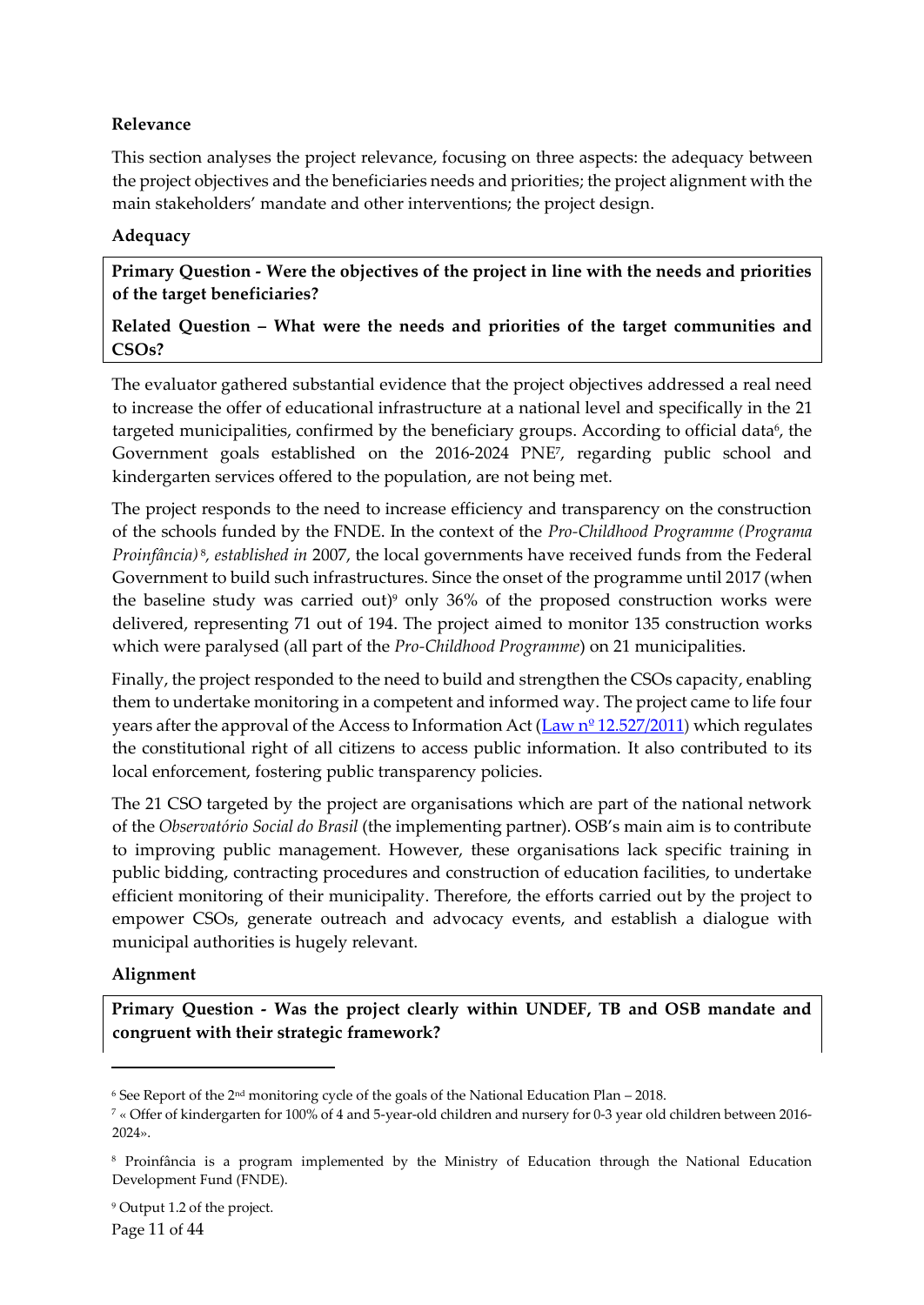**Relevance**

This section analyses the project relevance, focusing on three aspects: the adequacy between the project objectives and the beneficiaries needs and priorities; the project alignment with the main stakeholders' mandate and other interventions; the project design.

**Adequacy**

> **Primary Question - Were the objectives of the project in line with the needs and priorities of the target beneficiaries?**
>
> **Related Question – What were the needs and priorities of the target communities and CSOs?**

The evaluator gathered substantial evidence that the project objectives addressed a real need to increase the offer of educational infrastructure at a national level and specifically in the 21 targeted municipalities, confirmed by the beneficiary groups. According to official data[6], the Government goals established on the 2016-2024 PNE[7], regarding public school and kindergarten services offered to the population, are not being met.

The project responds to the need to increase efficiency and transparency on the construction of the schools funded by the FNDE. In the context of the *Pro-Childhood Programme (Programa Proinfância)*[8], *established in* 2007, the local governments have received funds from the Federal Government to build such infrastructures. Since the onset of the programme until 2017 (when the baseline study was carried out)[9] only 36% of the proposed construction works were delivered, representing 71 out of 194. The project aimed to monitor 135 construction works which were paralysed (all part of the *Pro-Childhood Programme*) on 21 municipalities.

Finally, the project responded to the need to build and strengthen the CSOs capacity, enabling them to undertake monitoring in a competent and informed way. The project came to life four years after the approval of the Access to Information Act (Law nº 12.527/2011) which regulates the constitutional right of all citizens to access public information. It also contributed to its local enforcement, fostering public transparency policies.

The 21 CSO targeted by the project are organisations which are part of the national network of the *Observatório Social do Brasil* (the implementing partner). OSB's main aim is to contribute to improving public management. However, these organisations lack specific training in public bidding, contracting procedures and construction of education facilities, to undertake efficient monitoring of their municipality. Therefore, the efforts carried out by the project to empower CSOs, generate outreach and advocacy events, and establish a dialogue with municipal authorities is hugely relevant.

**Alignment**

> **Primary Question - Was the project clearly within UNDEF, TB and OSB mandate and congruent with their strategic framework?**

---

[6] See Report of the 2nd monitoring cycle of the goals of the National Education Plan – 2018.

[7] « Offer of kindergarten for 100% of 4 and 5-year-old children and nursery for 0-3 year old children between 2016-2024».

[8] Proinfância is a program implemented by the Ministry of Education through the National Education Development Fund (FNDE).

[9] Output 1.2 of the project.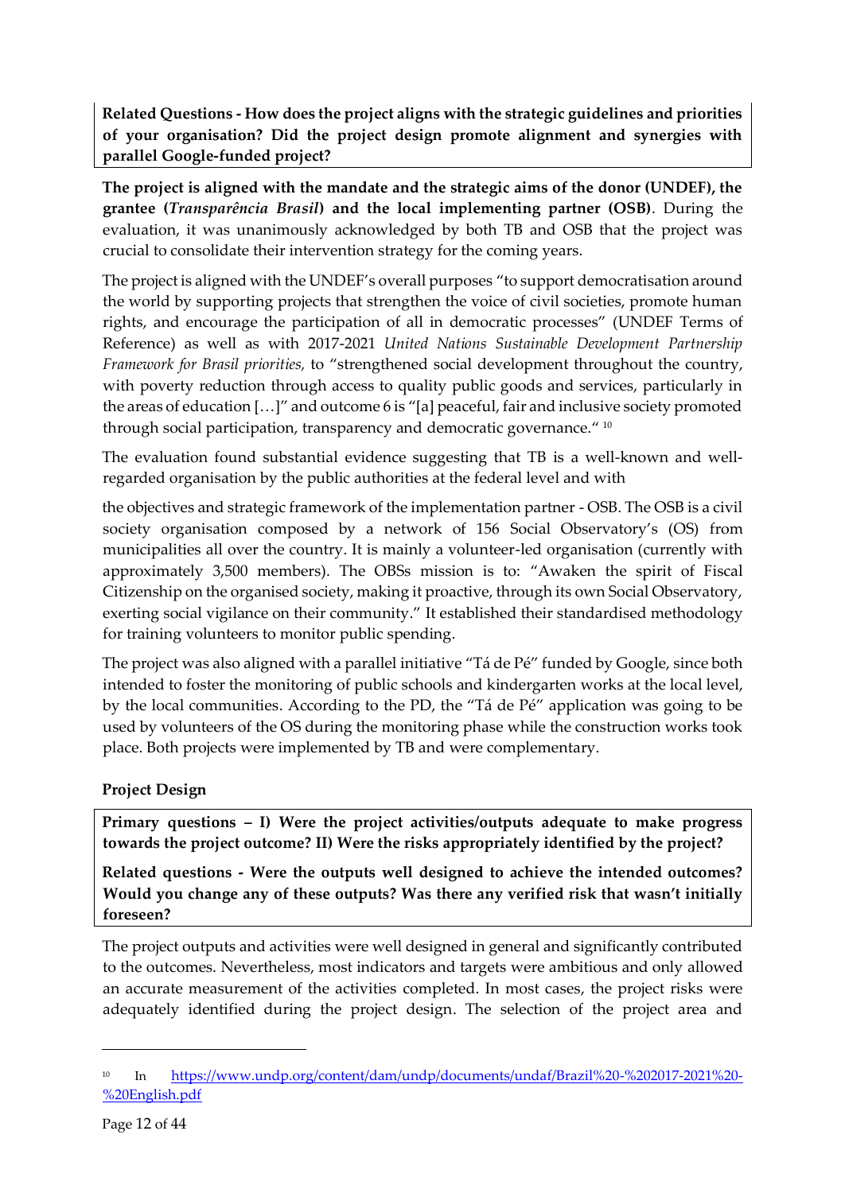**Related Questions - How does the project aligns with the strategic guidelines and priorities of your organisation? Did the project design promote alignment and synergies with parallel Google-funded project?**

**The project is aligned with the mandate and the strategic aims of the donor (UNDEF), the grantee (*Transparência Brasil*) and the local implementing partner (OSB)**. During the evaluation, it was unanimously acknowledged by both TB and OSB that the project was crucial to consolidate their intervention strategy for the coming years.

The project is aligned with the UNDEF's overall purposes "to support democratisation around the world by supporting projects that strengthen the voice of civil societies, promote human rights, and encourage the participation of all in democratic processes" (UNDEF Terms of Reference) as well as with 2017-2021 *United Nations Sustainable Development Partnership Framework for Brasil priorities,* to "strengthened social development throughout the country, with poverty reduction through access to quality public goods and services, particularly in the areas of education […]" and outcome 6 is "[a] peaceful, fair and inclusive society promoted through social participation, transparency and democratic governance." [10]

The evaluation found substantial evidence suggesting that TB is a well-known and well-regarded organisation by the public authorities at the federal level and with

the objectives and strategic framework of the implementation partner - OSB. The OSB is a civil society organisation composed by a network of 156 Social Observatory's (OS) from municipalities all over the country. It is mainly a volunteer-led organisation (currently with approximately 3,500 members). The OBSs mission is to: "Awaken the spirit of Fiscal Citizenship on the organised society, making it proactive, through its own Social Observatory, exerting social vigilance on their community." It established their standardised methodology for training volunteers to monitor public spending.

The project was also aligned with a parallel initiative "Tá de Pé" funded by Google, since both intended to foster the monitoring of public schools and kindergarten works at the local level, by the local communities. According to the PD, the "Tá de Pé" application was going to be used by volunteers of the OS during the monitoring phase while the construction works took place. Both projects were implemented by TB and were complementary.

### Project Design

**Primary questions – I) Were the project activities/outputs adequate to make progress towards the project outcome? II) Were the risks appropriately identified by the project?**

**Related questions - Were the outputs well designed to achieve the intended outcomes? Would you change any of these outputs? Was there any verified risk that wasn't initially foreseen?**

The project outputs and activities were well designed in general and significantly contributed to the outcomes. Nevertheless, most indicators and targets were ambitious and only allowed an accurate measurement of the activities completed. In most cases, the project risks were adequately identified during the project design. The selection of the project area and

---

[10] In https://www.undp.org/content/dam/undp/documents/undaf/Brazil%20-%202017-2021%20-%20English.pdf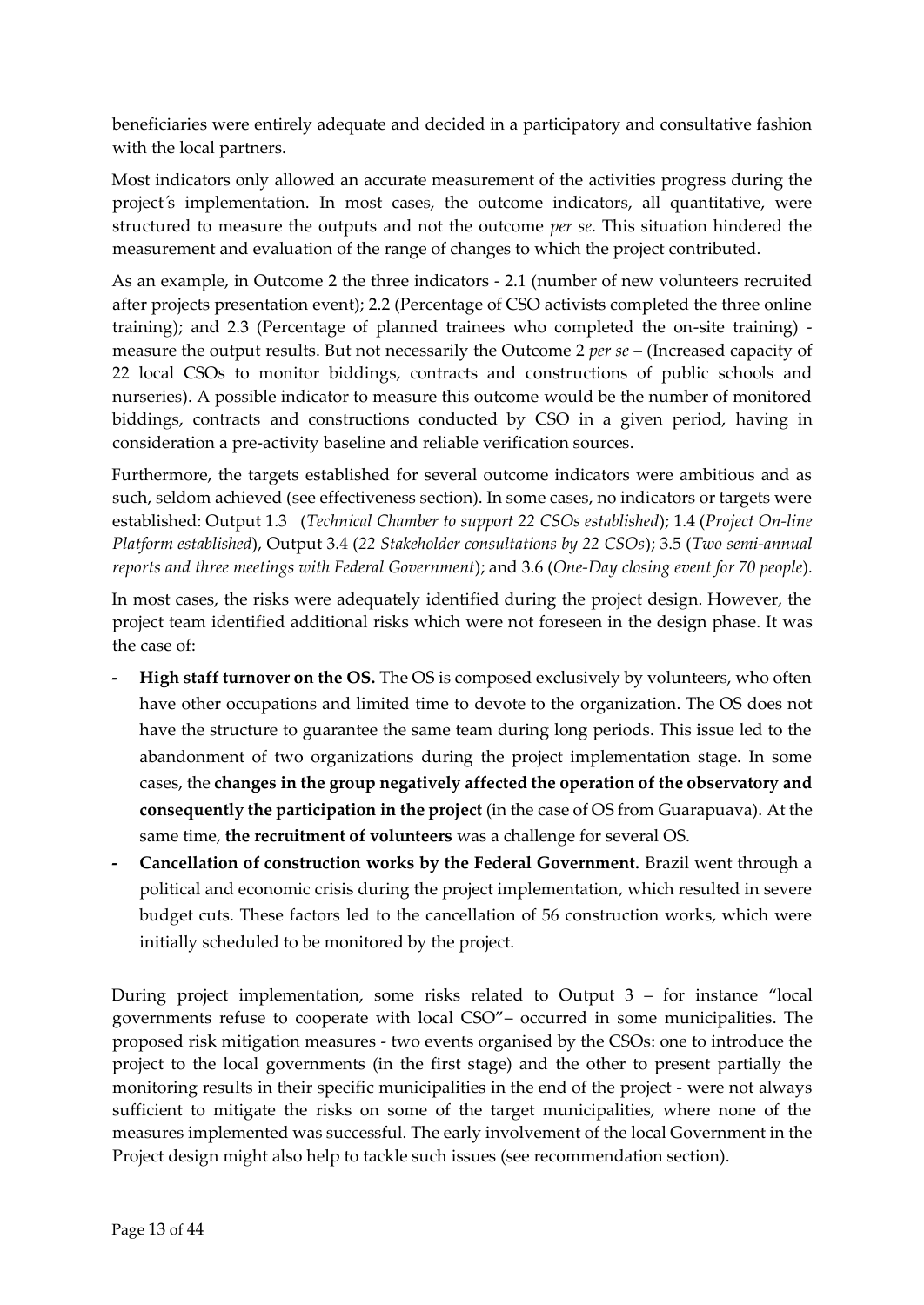beneficiaries were entirely adequate and decided in a participatory and consultative fashion with the local partners.

Most indicators only allowed an accurate measurement of the activities progress during the project´s implementation. In most cases, the outcome indicators, all quantitative, were structured to measure the outputs and not the outcome *per se*. This situation hindered the measurement and evaluation of the range of changes to which the project contributed.

As an example, in Outcome 2 the three indicators - 2.1 (number of new volunteers recruited after projects presentation event); 2.2 (Percentage of CSO activists completed the three online training); and 2.3 (Percentage of planned trainees who completed the on-site training) - measure the output results. But not necessarily the Outcome 2 *per se* – (Increased capacity of 22 local CSOs to monitor biddings, contracts and constructions of public schools and nurseries). A possible indicator to measure this outcome would be the number of monitored biddings, contracts and constructions conducted by CSO in a given period, having in consideration a pre-activity baseline and reliable verification sources.

Furthermore, the targets established for several outcome indicators were ambitious and as such, seldom achieved (see effectiveness section). In some cases, no indicators or targets were established: Output 1.3 (*Technical Chamber to support 22 CSOs established*); 1.4 (*Project On-line Platform established*), Output 3.4 (*22 Stakeholder consultations by 22 CSOs*); 3.5 (*Two semi-annual reports and three meetings with Federal Government*); and 3.6 (*One-Day closing event for 70 people*).

In most cases, the risks were adequately identified during the project design. However, the project team identified additional risks which were not foreseen in the design phase. It was the case of:

- **High staff turnover on the OS.** The OS is composed exclusively by volunteers, who often have other occupations and limited time to devote to the organization. The OS does not have the structure to guarantee the same team during long periods. This issue led to the abandonment of two organizations during the project implementation stage. In some cases, the **changes in the group negatively affected the operation of the observatory and consequently the participation in the project** (in the case of OS from Guarapuava). At the same time, **the recruitment of volunteers** was a challenge for several OS.
- **Cancellation of construction works by the Federal Government.** Brazil went through a political and economic crisis during the project implementation, which resulted in severe budget cuts. These factors led to the cancellation of 56 construction works, which were initially scheduled to be monitored by the project.

During project implementation, some risks related to Output 3 – for instance "local governments refuse to cooperate with local CSO"– occurred in some municipalities. The proposed risk mitigation measures - two events organised by the CSOs: one to introduce the project to the local governments (in the first stage) and the other to present partially the monitoring results in their specific municipalities in the end of the project - were not always sufficient to mitigate the risks on some of the target municipalities, where none of the measures implemented was successful. The early involvement of the local Government in the Project design might also help to tackle such issues (see recommendation section).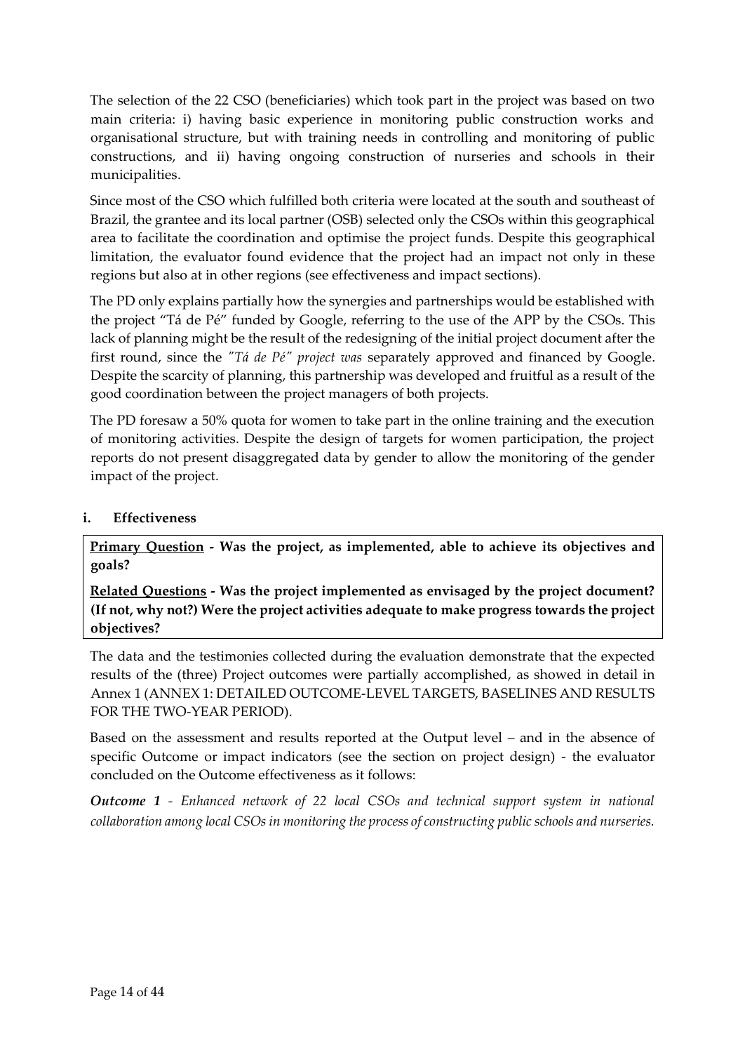The selection of the 22 CSO (beneficiaries) which took part in the project was based on two main criteria: i) having basic experience in monitoring public construction works and organisational structure, but with training needs in controlling and monitoring of public constructions, and ii) having ongoing construction of nurseries and schools in their municipalities.

Since most of the CSO which fulfilled both criteria were located at the south and southeast of Brazil, the grantee and its local partner (OSB) selected only the CSOs within this geographical area to facilitate the coordination and optimise the project funds. Despite this geographical limitation, the evaluator found evidence that the project had an impact not only in these regions but also at in other regions (see effectiveness and impact sections).

The PD only explains partially how the synergies and partnerships would be established with the project "Tá de Pé" funded by Google, referring to the use of the APP by the CSOs. This lack of planning might be the result of the redesigning of the initial project document after the first round, since the *"Tá de Pé" project was* separately approved and financed by Google. Despite the scarcity of planning, this partnership was developed and fruitful as a result of the good coordination between the project managers of both projects.

The PD foresaw a 50% quota for women to take part in the online training and the execution of monitoring activities. Despite the design of targets for women participation, the project reports do not present disaggregated data by gender to allow the monitoring of the gender impact of the project.

### i. Effectiveness

**<u>Primary Question</u> - Was the project, as implemented, able to achieve its objectives and goals?**

**<u>Related Questions</u> - Was the project implemented as envisaged by the project document? (If not, why not?) Were the project activities adequate to make progress towards the project objectives?**

The data and the testimonies collected during the evaluation demonstrate that the expected results of the (three) Project outcomes were partially accomplished, as showed in detail in Annex 1 (ANNEX 1: DETAILED OUTCOME-LEVEL TARGETS, BASELINES AND RESULTS FOR THE TWO-YEAR PERIOD).

Based on the assessment and results reported at the Output level – and in the absence of specific Outcome or impact indicators (see the section on project design) - the evaluator concluded on the Outcome effectiveness as it follows:

***Outcome 1*** *- Enhanced network of 22 local CSOs and technical support system in national collaboration among local CSOs in monitoring the process of constructing public schools and nurseries.*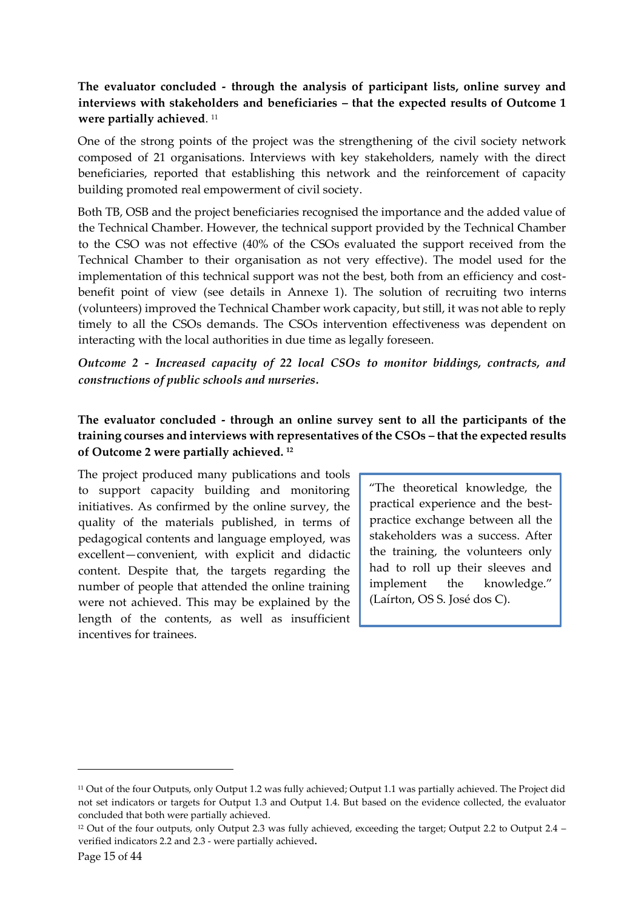**The evaluator concluded - through the analysis of participant lists, online survey and interviews with stakeholders and beneficiaries – that the expected results of Outcome 1 were partially achieved**. [11]

One of the strong points of the project was the strengthening of the civil society network composed of 21 organisations. Interviews with key stakeholders, namely with the direct beneficiaries, reported that establishing this network and the reinforcement of capacity building promoted real empowerment of civil society.

Both TB, OSB and the project beneficiaries recognised the importance and the added value of the Technical Chamber. However, the technical support provided by the Technical Chamber to the CSO was not effective (40% of the CSOs evaluated the support received from the Technical Chamber to their organisation as not very effective). The model used for the implementation of this technical support was not the best, both from an efficiency and cost-benefit point of view (see details in Annexe 1). The solution of recruiting two interns (volunteers) improved the Technical Chamber work capacity, but still, it was not able to reply timely to all the CSOs demands. The CSOs intervention effectiveness was dependent on interacting with the local authorities in due time as legally foreseen.

***Outcome 2 - Increased capacity of 22 local CSOs to monitor biddings, contracts, and constructions of public schools and nurseries.***

**The evaluator concluded - through an online survey sent to all the participants of the training courses and interviews with representatives of the CSOs – that the expected results of Outcome 2 were partially achieved.** [12]

The project produced many publications and tools to support capacity building and monitoring initiatives. As confirmed by the online survey, the quality of the materials published, in terms of pedagogical contents and language employed, was excellent—convenient, with explicit and didactic content. Despite that, the targets regarding the number of people that attended the online training were not achieved. This may be explained by the length of the contents, as well as insufficient incentives for trainees.

> "The theoretical knowledge, the practical experience and the best-practice exchange between all the stakeholders was a success. After the training, the volunteers only had to roll up their sleeves and implement the knowledge." (Laírton, OS S. José dos C).

---

[11] Out of the four Outputs, only Output 1.2 was fully achieved; Output 1.1 was partially achieved. The Project did not set indicators or targets for Output 1.3 and Output 1.4. But based on the evidence collected, the evaluator concluded that both were partially achieved.

[12] Out of the four outputs, only Output 2.3 was fully achieved, exceeding the target; Output 2.2 to Output 2.4 – verified indicators 2.2 and 2.3 - were partially achieved**.**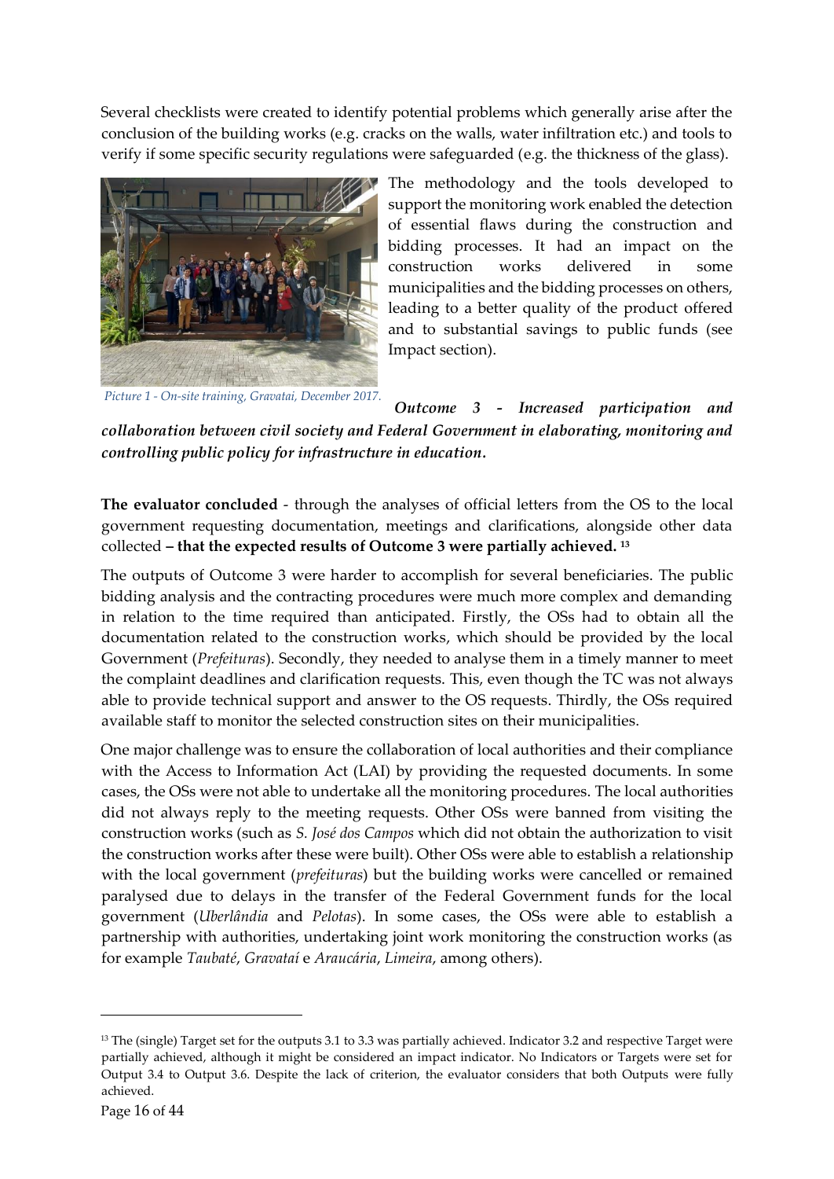Several checklists were created to identify potential problems which generally arise after the conclusion of the building works (e.g. cracks on the walls, water infiltration etc.) and tools to verify if some specific security regulations were safeguarded (e.g. the thickness of the glass).

The methodology and the tools developed to support the monitoring work enabled the detection of essential flaws during the construction and bidding processes. It had an impact on the construction works delivered in some municipalities and the bidding processes on others, leading to a better quality of the product offered and to substantial savings to public funds (see Impact section).

*Picture 1 - On-site training, Gravatai, December 2017.*

***Outcome 3 - Increased participation and collaboration between civil society and Federal Government in elaborating, monitoring and controlling public policy for infrastructure in education.***

**The evaluator concluded** - through the analyses of official letters from the OS to the local government requesting documentation, meetings and clarifications, alongside other data collected **– that the expected results of Outcome 3 were partially achieved.** [13]

The outputs of Outcome 3 were harder to accomplish for several beneficiaries. The public bidding analysis and the contracting procedures were much more complex and demanding in relation to the time required than anticipated. Firstly, the OSs had to obtain all the documentation related to the construction works, which should be provided by the local Government (*Prefeituras*). Secondly, they needed to analyse them in a timely manner to meet the complaint deadlines and clarification requests. This, even though the TC was not always able to provide technical support and answer to the OS requests. Thirdly, the OSs required available staff to monitor the selected construction sites on their municipalities.

One major challenge was to ensure the collaboration of local authorities and their compliance with the Access to Information Act (LAI) by providing the requested documents. In some cases, the OSs were not able to undertake all the monitoring procedures. The local authorities did not always reply to the meeting requests. Other OSs were banned from visiting the construction works (such as *S. José dos Campos* which did not obtain the authorization to visit the construction works after these were built). Other OSs were able to establish a relationship with the local government (*prefeituras*) but the building works were cancelled or remained paralysed due to delays in the transfer of the Federal Government funds for the local government (*Uberlândia* and *Pelotas*). In some cases, the OSs were able to establish a partnership with authorities, undertaking joint work monitoring the construction works (as for example *Taubaté*, *Gravataí* e *Araucária*, *Limeira*, among others).

---

[13] The (single) Target set for the outputs 3.1 to 3.3 was partially achieved. Indicator 3.2 and respective Target were partially achieved, although it might be considered an impact indicator. No Indicators or Targets were set for Output 3.4 to Output 3.6. Despite the lack of criterion, the evaluator considers that both Outputs were fully achieved.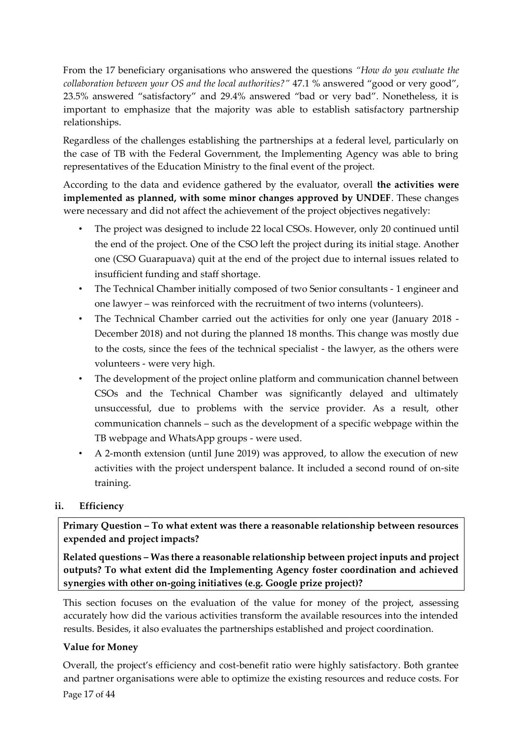From the 17 beneficiary organisations who answered the questions *"How do you evaluate the collaboration between your OS and the local authorities?"* 47.1 % answered "good or very good", 23.5% answered "satisfactory" and 29.4% answered "bad or very bad". Nonetheless, it is important to emphasize that the majority was able to establish satisfactory partnership relationships.

Regardless of the challenges establishing the partnerships at a federal level, particularly on the case of TB with the Federal Government, the Implementing Agency was able to bring representatives of the Education Ministry to the final event of the project.

According to the data and evidence gathered by the evaluator, overall **the activities were implemented as planned, with some minor changes approved by UNDEF**. These changes were necessary and did not affect the achievement of the project objectives negatively:

- The project was designed to include 22 local CSOs. However, only 20 continued until the end of the project. One of the CSO left the project during its initial stage. Another one (CSO Guarapuava) quit at the end of the project due to internal issues related to insufficient funding and staff shortage.
- The Technical Chamber initially composed of two Senior consultants - 1 engineer and one lawyer – was reinforced with the recruitment of two interns (volunteers).
- The Technical Chamber carried out the activities for only one year (January 2018 - December 2018) and not during the planned 18 months. This change was mostly due to the costs, since the fees of the technical specialist - the lawyer, as the others were volunteers - were very high.
- The development of the project online platform and communication channel between CSOs and the Technical Chamber was significantly delayed and ultimately unsuccessful, due to problems with the service provider. As a result, other communication channels – such as the development of a specific webpage within the TB webpage and WhatsApp groups - were used.
- A 2-month extension (until June 2019) was approved, to allow the execution of new activities with the project underspent balance. It included a second round of on-site training.

### ii. Efficiency

**Primary Question – To what extent was there a reasonable relationship between resources expended and project impacts?**

**Related questions – Was there a reasonable relationship between project inputs and project outputs? To what extent did the Implementing Agency foster coordination and achieved synergies with other on-going initiatives (e.g. Google prize project)?**

This section focuses on the evaluation of the value for money of the project, assessing accurately how did the various activities transform the available resources into the intended results. Besides, it also evaluates the partnerships established and project coordination.

#### Value for Money

Overall, the project's efficiency and cost-benefit ratio were highly satisfactory. Both grantee and partner organisations were able to optimize the existing resources and reduce costs. For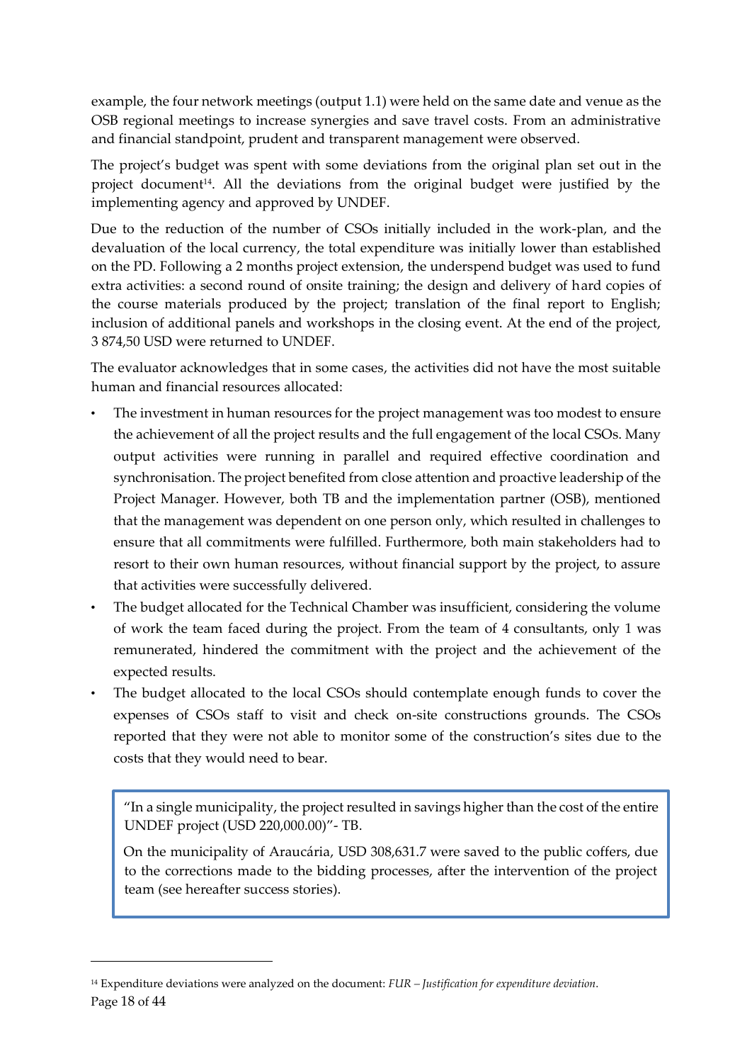example, the four network meetings (output 1.1) were held on the same date and venue as the OSB regional meetings to increase synergies and save travel costs. From an administrative and financial standpoint, prudent and transparent management were observed.

The project's budget was spent with some deviations from the original plan set out in the project document[14]. All the deviations from the original budget were justified by the implementing agency and approved by UNDEF.

Due to the reduction of the number of CSOs initially included in the work-plan, and the devaluation of the local currency, the total expenditure was initially lower than established on the PD. Following a 2 months project extension, the underspend budget was used to fund extra activities: a second round of onsite training; the design and delivery of hard copies of the course materials produced by the project; translation of the final report to English; inclusion of additional panels and workshops in the closing event. At the end of the project, 3 874,50 USD were returned to UNDEF.

The evaluator acknowledges that in some cases, the activities did not have the most suitable human and financial resources allocated:

- The investment in human resources for the project management was too modest to ensure the achievement of all the project results and the full engagement of the local CSOs. Many output activities were running in parallel and required effective coordination and synchronisation. The project benefited from close attention and proactive leadership of the Project Manager. However, both TB and the implementation partner (OSB), mentioned that the management was dependent on one person only, which resulted in challenges to ensure that all commitments were fulfilled. Furthermore, both main stakeholders had to resort to their own human resources, without financial support by the project, to assure that activities were successfully delivered.
- The budget allocated for the Technical Chamber was insufficient, considering the volume of work the team faced during the project. From the team of 4 consultants, only 1 was remunerated, hindered the commitment with the project and the achievement of the expected results.
- The budget allocated to the local CSOs should contemplate enough funds to cover the expenses of CSOs staff to visit and check on-site constructions grounds. The CSOs reported that they were not able to monitor some of the construction's sites due to the costs that they would need to bear.

> "In a single municipality, the project resulted in savings higher than the cost of the entire UNDEF project (USD 220,000.00)"- TB.
>
> On the municipality of Araucária, USD 308,631.7 were saved to the public coffers, due to the corrections made to the bidding processes, after the intervention of the project team (see hereafter success stories).

[14] Expenditure deviations were analyzed on the document: *FUR – Justification for expenditure deviation*.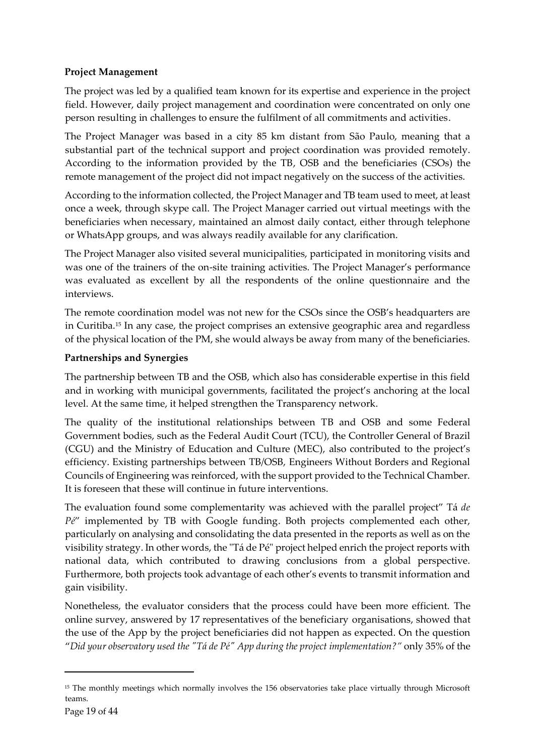**Project Management**

The project was led by a qualified team known for its expertise and experience in the project field. However, daily project management and coordination were concentrated on only one person resulting in challenges to ensure the fulfilment of all commitments and activities.

The Project Manager was based in a city 85 km distant from São Paulo, meaning that a substantial part of the technical support and project coordination was provided remotely. According to the information provided by the TB, OSB and the beneficiaries (CSOs) the remote management of the project did not impact negatively on the success of the activities.

According to the information collected, the Project Manager and TB team used to meet, at least once a week, through skype call. The Project Manager carried out virtual meetings with the beneficiaries when necessary, maintained an almost daily contact, either through telephone or WhatsApp groups, and was always readily available for any clarification.

The Project Manager also visited several municipalities, participated in monitoring visits and was one of the trainers of the on-site training activities. The Project Manager's performance was evaluated as excellent by all the respondents of the online questionnaire and the interviews.

The remote coordination model was not new for the CSOs since the OSB's headquarters are in Curitiba.[15] In any case, the project comprises an extensive geographic area and regardless of the physical location of the PM, she would always be away from many of the beneficiaries.

**Partnerships and Synergies**

The partnership between TB and the OSB, which also has considerable expertise in this field and in working with municipal governments, facilitated the project's anchoring at the local level. At the same time, it helped strengthen the Transparency network.

The quality of the institutional relationships between TB and OSB and some Federal Government bodies, such as the Federal Audit Court (TCU), the Controller General of Brazil (CGU) and the Ministry of Education and Culture (MEC), also contributed to the project's efficiency. Existing partnerships between TB/OSB, Engineers Without Borders and Regional Councils of Engineering was reinforced, with the support provided to the Technical Chamber. It is foreseen that these will continue in future interventions.

The evaluation found some complementarity was achieved with the parallel project" Tá *de Pé*" implemented by TB with Google funding. Both projects complemented each other, particularly on analysing and consolidating the data presented in the reports as well as on the visibility strategy. In other words, the "Tá de Pé" project helped enrich the project reports with national data, which contributed to drawing conclusions from a global perspective. Furthermore, both projects took advantage of each other's events to transmit information and gain visibility.

Nonetheless, the evaluator considers that the process could have been more efficient. The online survey, answered by 17 representatives of the beneficiary organisations, showed that the use of the App by the project beneficiaries did not happen as expected. On the question "*Did your observatory used the "Tá de Pé" App during the project implementation?"* only 35% of the

[15] The monthly meetings which normally involves the 156 observatories take place virtually through Microsoft teams.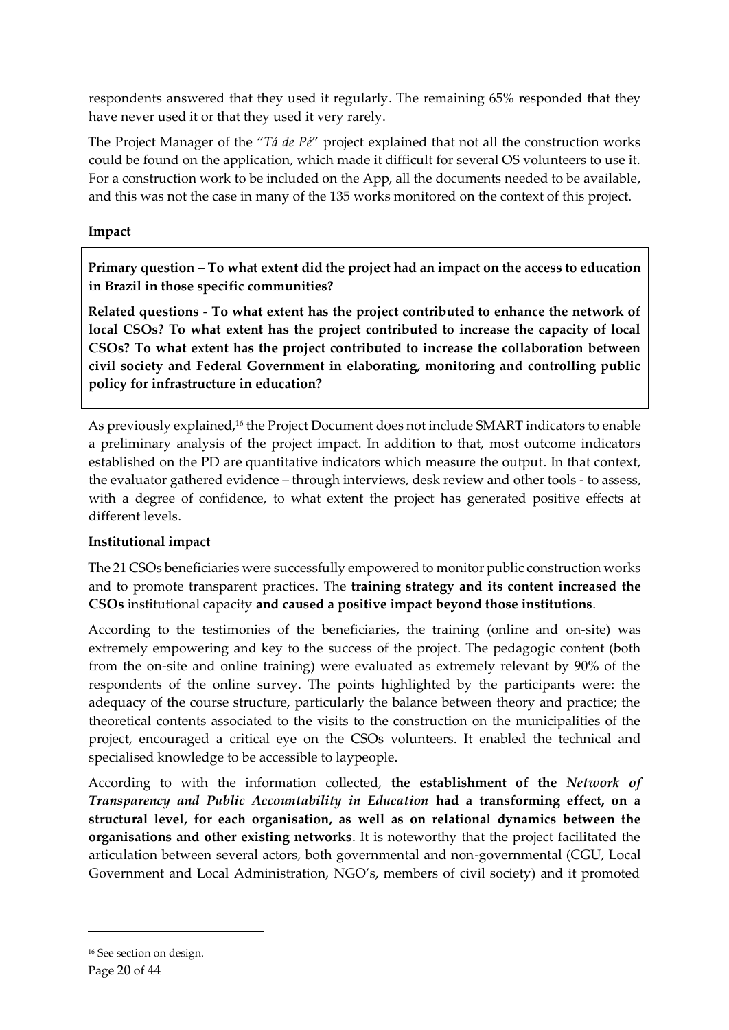respondents answered that they used it regularly. The remaining 65% responded that they have never used it or that they used it very rarely.

The Project Manager of the "*Tá de Pé*" project explained that not all the construction works could be found on the application, which made it difficult for several OS volunteers to use it. For a construction work to be included on the App, all the documents needed to be available, and this was not the case in many of the 135 works monitored on the context of this project.

**Impact**

> **Primary question – To what extent did the project had an impact on the access to education in Brazil in those specific communities?**
>
> **Related questions - To what extent has the project contributed to enhance the network of local CSOs? To what extent has the project contributed to increase the capacity of local CSOs? To what extent has the project contributed to increase the collaboration between civil society and Federal Government in elaborating, monitoring and controlling public policy for infrastructure in education?**

As previously explained,[16] the Project Document does not include SMART indicators to enable a preliminary analysis of the project impact. In addition to that, most outcome indicators established on the PD are quantitative indicators which measure the output. In that context, the evaluator gathered evidence – through interviews, desk review and other tools - to assess, with a degree of confidence, to what extent the project has generated positive effects at different levels.

**Institutional impact**

The 21 CSOs beneficiaries were successfully empowered to monitor public construction works and to promote transparent practices. The **training strategy and its content increased the CSOs** institutional capacity **and caused a positive impact beyond those institutions**.

According to the testimonies of the beneficiaries, the training (online and on-site) was extremely empowering and key to the success of the project. The pedagogic content (both from the on-site and online training) were evaluated as extremely relevant by 90% of the respondents of the online survey. The points highlighted by the participants were: the adequacy of the course structure, particularly the balance between theory and practice; the theoretical contents associated to the visits to the construction on the municipalities of the project, encouraged a critical eye on the CSOs volunteers. It enabled the technical and specialised knowledge to be accessible to laypeople.

According to with the information collected, **the establishment of the *Network of Transparency and Public Accountability in Education* had a transforming effect, on a structural level, for each organisation, as well as on relational dynamics between the organisations and other existing networks**. It is noteworthy that the project facilitated the articulation between several actors, both governmental and non-governmental (CGU, Local Government and Local Administration, NGO's, members of civil society) and it promoted

[16] See section on design.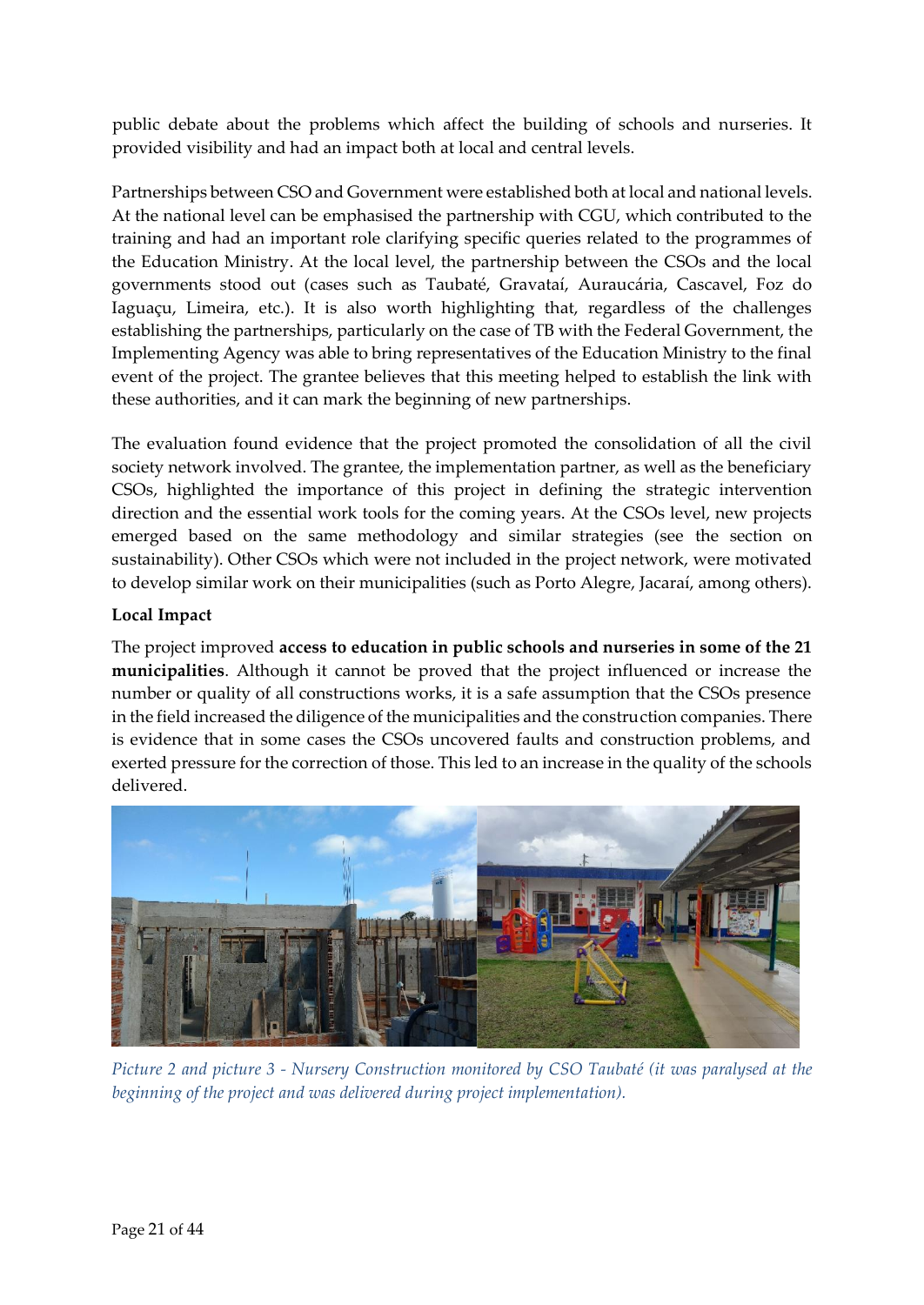public debate about the problems which affect the building of schools and nurseries. It provided visibility and had an impact both at local and central levels.

Partnerships between CSO and Government were established both at local and national levels. At the national level can be emphasised the partnership with CGU, which contributed to the training and had an important role clarifying specific queries related to the programmes of the Education Ministry. At the local level, the partnership between the CSOs and the local governments stood out (cases such as Taubaté, Gravataí, Auraucária, Cascavel, Foz do Iaguaçu, Limeira, etc.). It is also worth highlighting that, regardless of the challenges establishing the partnerships, particularly on the case of TB with the Federal Government, the Implementing Agency was able to bring representatives of the Education Ministry to the final event of the project. The grantee believes that this meeting helped to establish the link with these authorities, and it can mark the beginning of new partnerships.

The evaluation found evidence that the project promoted the consolidation of all the civil society network involved. The grantee, the implementation partner, as well as the beneficiary CSOs, highlighted the importance of this project in defining the strategic intervention direction and the essential work tools for the coming years. At the CSOs level, new projects emerged based on the same methodology and similar strategies (see the section on sustainability). Other CSOs which were not included in the project network, were motivated to develop similar work on their municipalities (such as Porto Alegre, Jacaraí, among others).

**Local Impact**

The project improved **access to education in public schools and nurseries in some of the 21 municipalities**. Although it cannot be proved that the project influenced or increase the number or quality of all constructions works, it is a safe assumption that the CSOs presence in the field increased the diligence of the municipalities and the construction companies. There is evidence that in some cases the CSOs uncovered faults and construction problems, and exerted pressure for the correction of those. This led to an increase in the quality of the schools delivered.

*Picture 2 and picture 3 - Nursery Construction monitored by CSO Taubaté (it was paralysed at the beginning of the project and was delivered during project implementation).*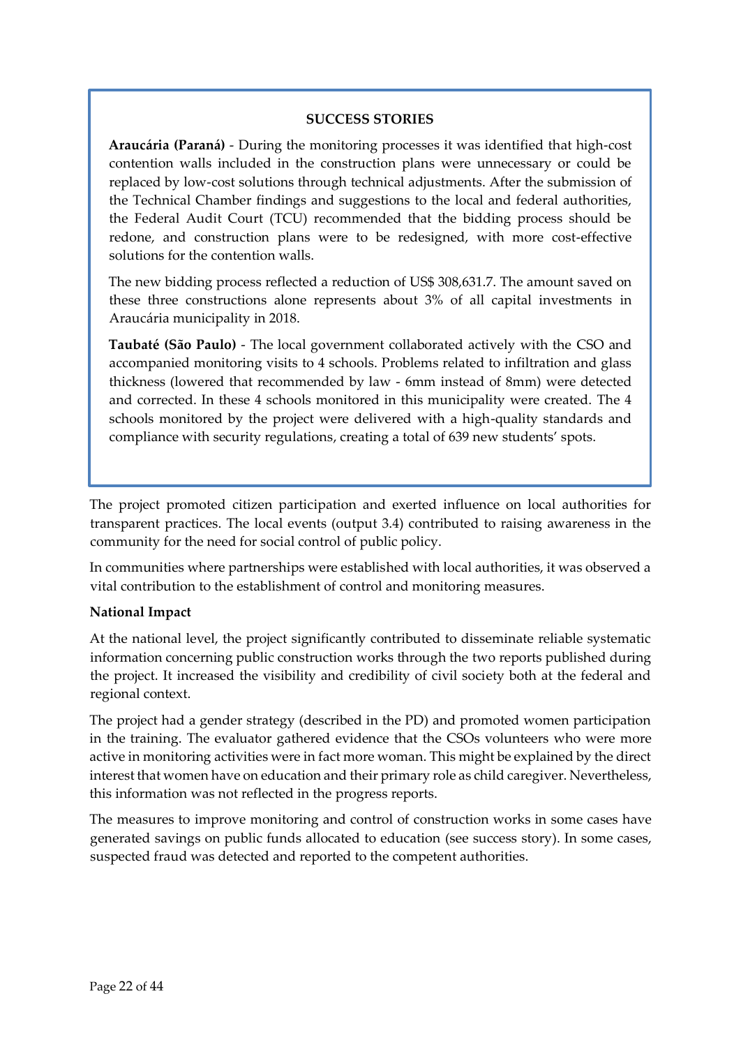**SUCCESS STORIES**

**Araucária (Paraná)** - During the monitoring processes it was identified that high-cost contention walls included in the construction plans were unnecessary or could be replaced by low-cost solutions through technical adjustments. After the submission of the Technical Chamber findings and suggestions to the local and federal authorities, the Federal Audit Court (TCU) recommended that the bidding process should be redone, and construction plans were to be redesigned, with more cost-effective solutions for the contention walls.

The new bidding process reflected a reduction of US$ 308,631.7. The amount saved on these three constructions alone represents about 3% of all capital investments in Araucária municipality in 2018.

**Taubaté (São Paulo)** - The local government collaborated actively with the CSO and accompanied monitoring visits to 4 schools. Problems related to infiltration and glass thickness (lowered that recommended by law - 6mm instead of 8mm) were detected and corrected. In these 4 schools monitored in this municipality were created. The 4 schools monitored by the project were delivered with a high-quality standards and compliance with security regulations, creating a total of 639 new students' spots.

The project promoted citizen participation and exerted influence on local authorities for transparent practices. The local events (output 3.4) contributed to raising awareness in the community for the need for social control of public policy.

In communities where partnerships were established with local authorities, it was observed a vital contribution to the establishment of control and monitoring measures.

**National Impact**

At the national level, the project significantly contributed to disseminate reliable systematic information concerning public construction works through the two reports published during the project. It increased the visibility and credibility of civil society both at the federal and regional context.

The project had a gender strategy (described in the PD) and promoted women participation in the training. The evaluator gathered evidence that the CSOs volunteers who were more active in monitoring activities were in fact more woman. This might be explained by the direct interest that women have on education and their primary role as child caregiver. Nevertheless, this information was not reflected in the progress reports.

The measures to improve monitoring and control of construction works in some cases have generated savings on public funds allocated to education (see success story). In some cases, suspected fraud was detected and reported to the competent authorities.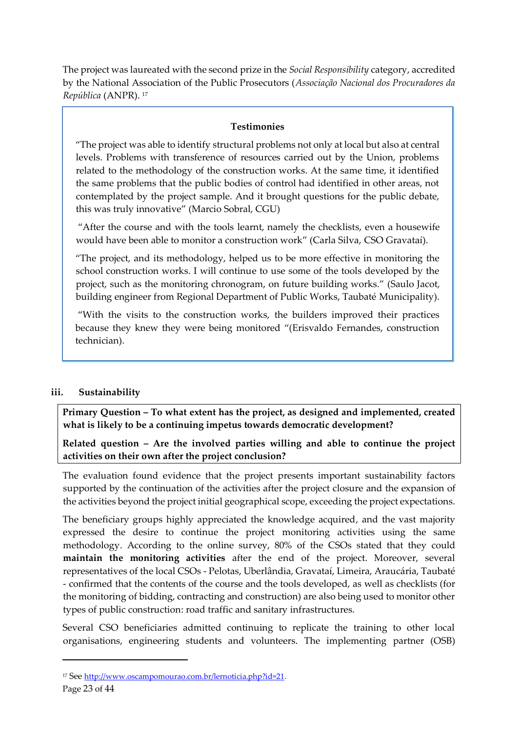The project was laureated with the second prize in the *Social Responsibility* category, accredited by the National Association of the Public Prosecutors (*Associação Nacional dos Procuradores da República* (ANPR).[17]

> **Testimonies**
>
> "The project was able to identify structural problems not only at local but also at central levels. Problems with transference of resources carried out by the Union, problems related to the methodology of the construction works. At the same time, it identified the same problems that the public bodies of control had identified in other areas, not contemplated by the project sample. And it brought questions for the public debate, this was truly innovative" (Marcio Sobral, CGU)
>
> "After the course and with the tools learnt, namely the checklists, even a housewife would have been able to monitor a construction work" (Carla Silva, CSO Gravataí).
>
> "The project, and its methodology, helped us to be more effective in monitoring the school construction works. I will continue to use some of the tools developed by the project, such as the monitoring chronogram, on future building works." (Saulo Jacot, building engineer from Regional Department of Public Works, Taubaté Municipality).
>
> "With the visits to the construction works, the builders improved their practices because they knew they were being monitored "(Erisvaldo Fernandes, construction technician).

### iii. Sustainability

> **Primary Question – To what extent has the project, as designed and implemented, created what is likely to be a continuing impetus towards democratic development?**
>
> **Related question – Are the involved parties willing and able to continue the project activities on their own after the project conclusion?**

The evaluation found evidence that the project presents important sustainability factors supported by the continuation of the activities after the project closure and the expansion of the activities beyond the project initial geographical scope, exceeding the project expectations.

The beneficiary groups highly appreciated the knowledge acquired, and the vast majority expressed the desire to continue the project monitoring activities using the same methodology. According to the online survey, 80% of the CSOs stated that they could **maintain the monitoring activities** after the end of the project. Moreover, several representatives of the local CSOs - Pelotas, Uberlândia, Gravataí, Limeira, Araucária, Taubaté - confirmed that the contents of the course and the tools developed, as well as checklists (for the monitoring of bidding, contracting and construction) are also being used to monitor other types of public construction: road traffic and sanitary infrastructures.

Several CSO beneficiaries admitted continuing to replicate the training to other local organisations, engineering students and volunteers. The implementing partner (OSB)

[17] See http://www.oscampomourao.com.br/lernoticia.php?id=21.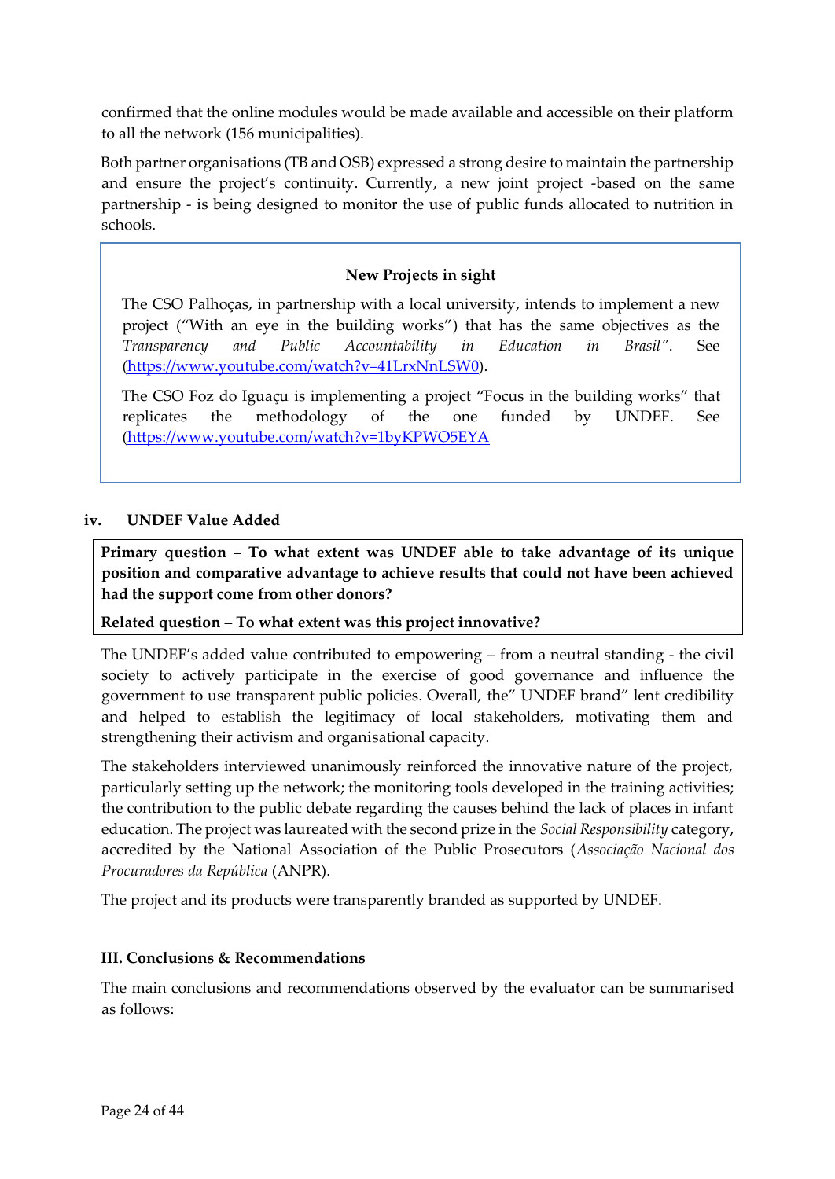confirmed that the online modules would be made available and accessible on their platform to all the network (156 municipalities).

Both partner organisations (TB and OSB) expressed a strong desire to maintain the partnership and ensure the project's continuity. Currently, a new joint project -based on the same partnership - is being designed to monitor the use of public funds allocated to nutrition in schools.

> **New Projects in sight**
>
> The CSO Palhoças, in partnership with a local university, intends to implement a new project ("With an eye in the building works") that has the same objectives as the *Transparency and Public Accountability in Education in Brasil"*. See (https://www.youtube.com/watch?v=41LrxNnLSW0).
>
> The CSO Foz do Iguaçu is implementing a project "Focus in the building works" that replicates the methodology of the one funded by UNDEF. See (https://www.youtube.com/watch?v=1byKPWO5EYA

### iv. UNDEF Value Added

> **Primary question – To what extent was UNDEF able to take advantage of its unique position and comparative advantage to achieve results that could not have been achieved had the support come from other donors?**
>
> **Related question – To what extent was this project innovative?**

The UNDEF's added value contributed to empowering – from a neutral standing - the civil society to actively participate in the exercise of good governance and influence the government to use transparent public policies. Overall, the" UNDEF brand" lent credibility and helped to establish the legitimacy of local stakeholders, motivating them and strengthening their activism and organisational capacity.

The stakeholders interviewed unanimously reinforced the innovative nature of the project, particularly setting up the network; the monitoring tools developed in the training activities; the contribution to the public debate regarding the causes behind the lack of places in infant education. The project was laureated with the second prize in the *Social Responsibility* category, accredited by the National Association of the Public Prosecutors (*Associação Nacional dos Procuradores da República* (ANPR).

The project and its products were transparently branded as supported by UNDEF.

## III. Conclusions & Recommendations

The main conclusions and recommendations observed by the evaluator can be summarised as follows: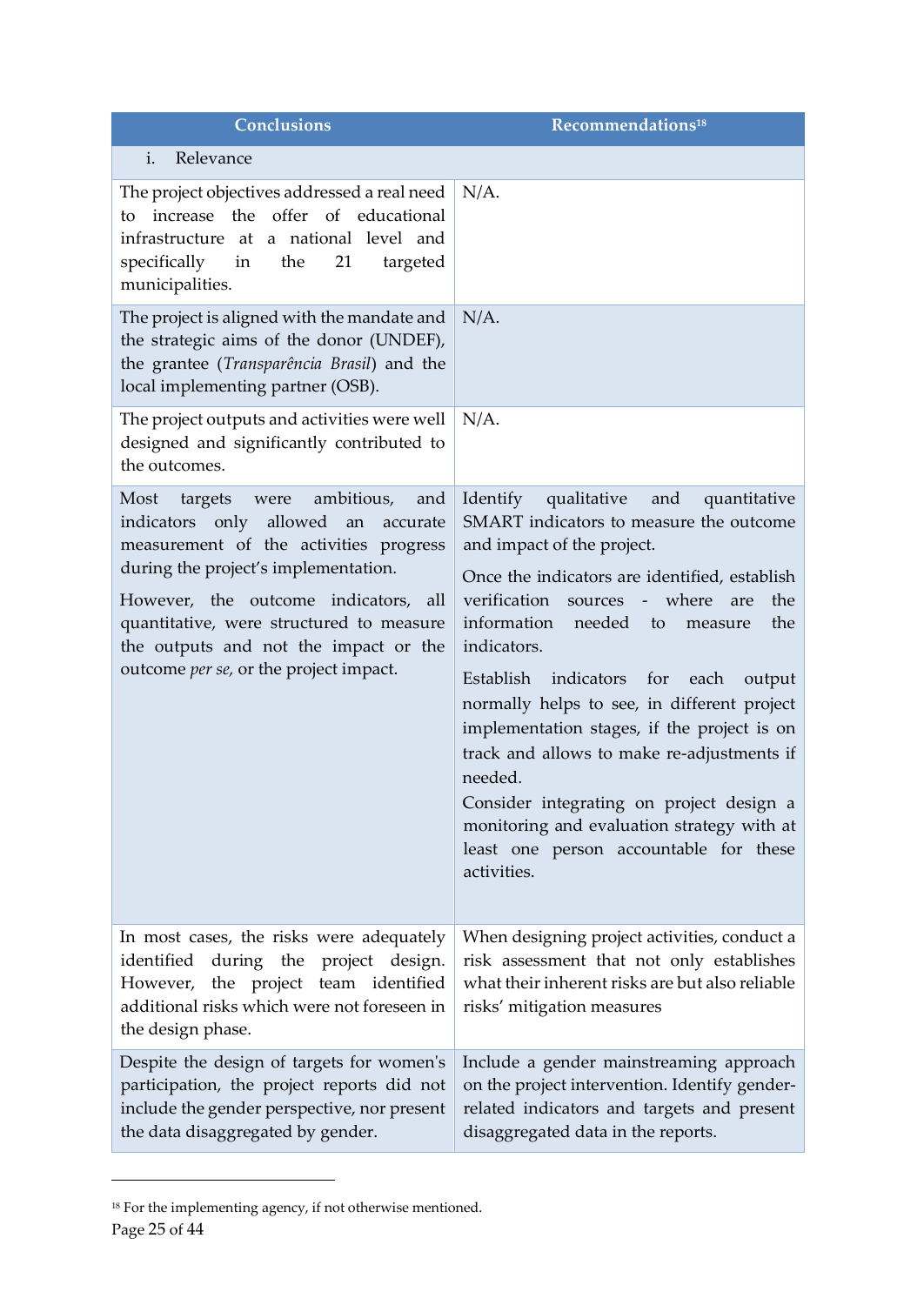| Conclusions | Recommendations[18] |
|---|---|
| i. Relevance | |
| The project objectives addressed a real need to increase the offer of educational infrastructure at a national level and specifically in the 21 targeted municipalities. | N/A. |
| The project is aligned with the mandate and the strategic aims of the donor (UNDEF), the grantee (*Transparência Brasil*) and the local implementing partner (OSB). | N/A. |
| The project outputs and activities were well designed and significantly contributed to the outcomes. | N/A. |
| Most targets were ambitious, and indicators only allowed an accurate measurement of the activities progress during the project's implementation.<br><br>However, the outcome indicators, all quantitative, were structured to measure the outputs and not the impact or the outcome *per se*, or the project impact. | Identify qualitative and quantitative SMART indicators to measure the outcome and impact of the project.<br><br>Once the indicators are identified, establish verification sources - where are the information needed to measure the indicators.<br><br>Establish indicators for each output normally helps to see, in different project implementation stages, if the project is on track and allows to make re-adjustments if needed.<br><br>Consider integrating on project design a monitoring and evaluation strategy with at least one person accountable for these activities. |
| In most cases, the risks were adequately identified during the project design. However, the project team identified additional risks which were not foreseen in the design phase. | When designing project activities, conduct a risk assessment that not only establishes what their inherent risks are but also reliable risks' mitigation measures |
| Despite the design of targets for women's participation, the project reports did not include the gender perspective, nor present the data disaggregated by gender. | Include a gender mainstreaming approach on the project intervention. Identify gender-related indicators and targets and present disaggregated data in the reports. |

[18] For the implementing agency, if not otherwise mentioned.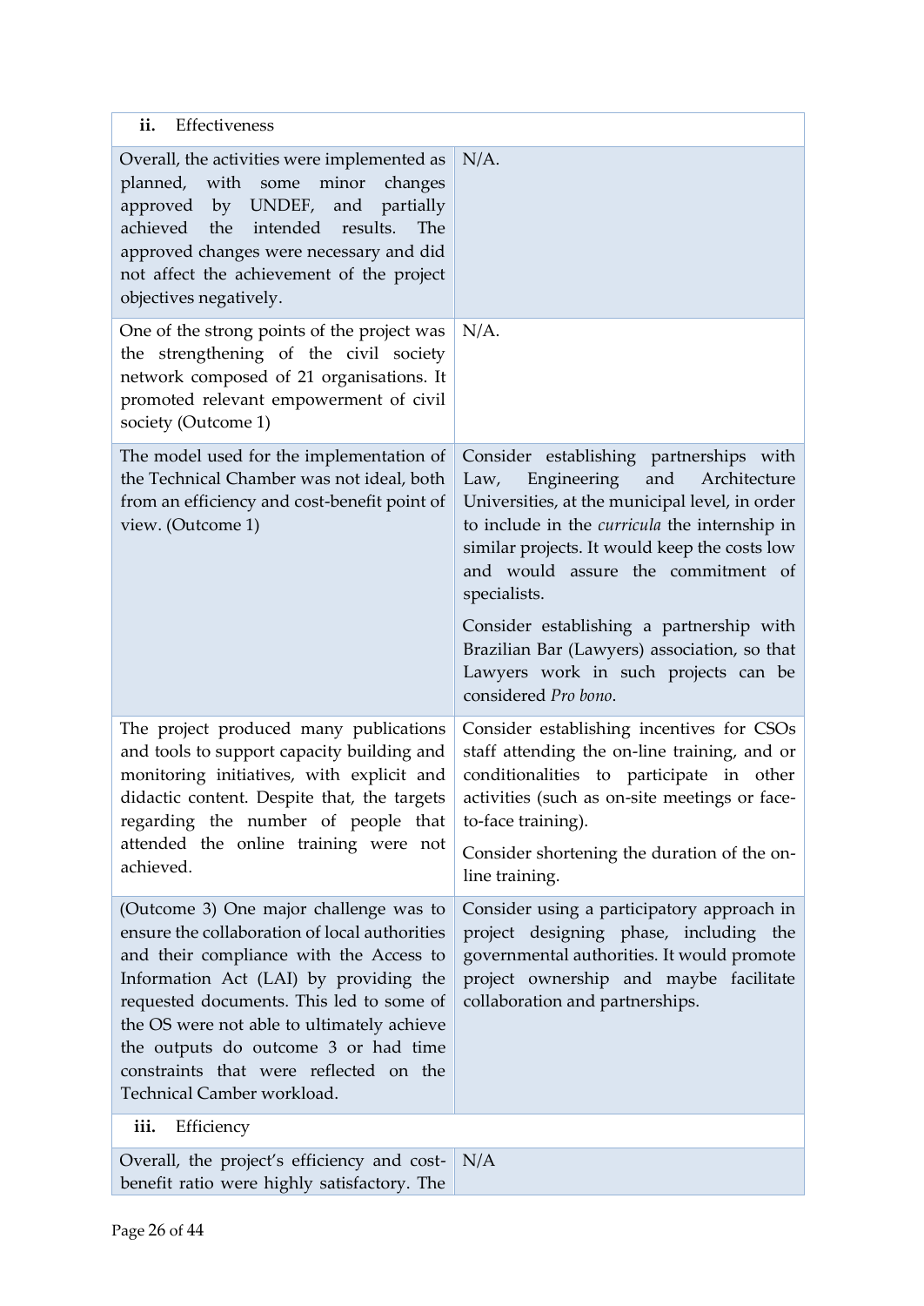| ii. Effectiveness | |
|---|---|
| Overall, the activities were implemented as planned, with some minor changes approved by UNDEF, and partially achieved the intended results. The approved changes were necessary and did not affect the achievement of the project objectives negatively. | N/A. |
| One of the strong points of the project was the strengthening of the civil society network composed of 21 organisations. It promoted relevant empowerment of civil society (Outcome 1) | N/A. |
| The model used for the implementation of the Technical Chamber was not ideal, both from an efficiency and cost-benefit point of view. (Outcome 1) | Consider establishing partnerships with Law, Engineering and Architecture Universities, at the municipal level, in order to include in the *curricula* the internship in similar projects. It would keep the costs low and would assure the commitment of specialists.<br><br>Consider establishing a partnership with Brazilian Bar (Lawyers) association, so that Lawyers work in such projects can be considered *Pro bono*. |
| The project produced many publications and tools to support capacity building and monitoring initiatives, with explicit and didactic content. Despite that, the targets regarding the number of people that attended the online training were not achieved. | Consider establishing incentives for CSOs staff attending the on-line training, and or conditionalities to participate in other activities (such as on-site meetings or face-to-face training).<br><br>Consider shortening the duration of the on-line training. |
| (Outcome 3) One major challenge was to ensure the collaboration of local authorities and their compliance with the Access to Information Act (LAI) by providing the requested documents. This led to some of the OS were not able to ultimately achieve the outputs do outcome 3 or had time constraints that were reflected on the Technical Camber workload. | Consider using a participatory approach in project designing phase, including the governmental authorities. It would promote project ownership and maybe facilitate collaboration and partnerships. |
| **iii. Efficiency** | |
| Overall, the project's efficiency and cost-benefit ratio were highly satisfactory. The | N/A |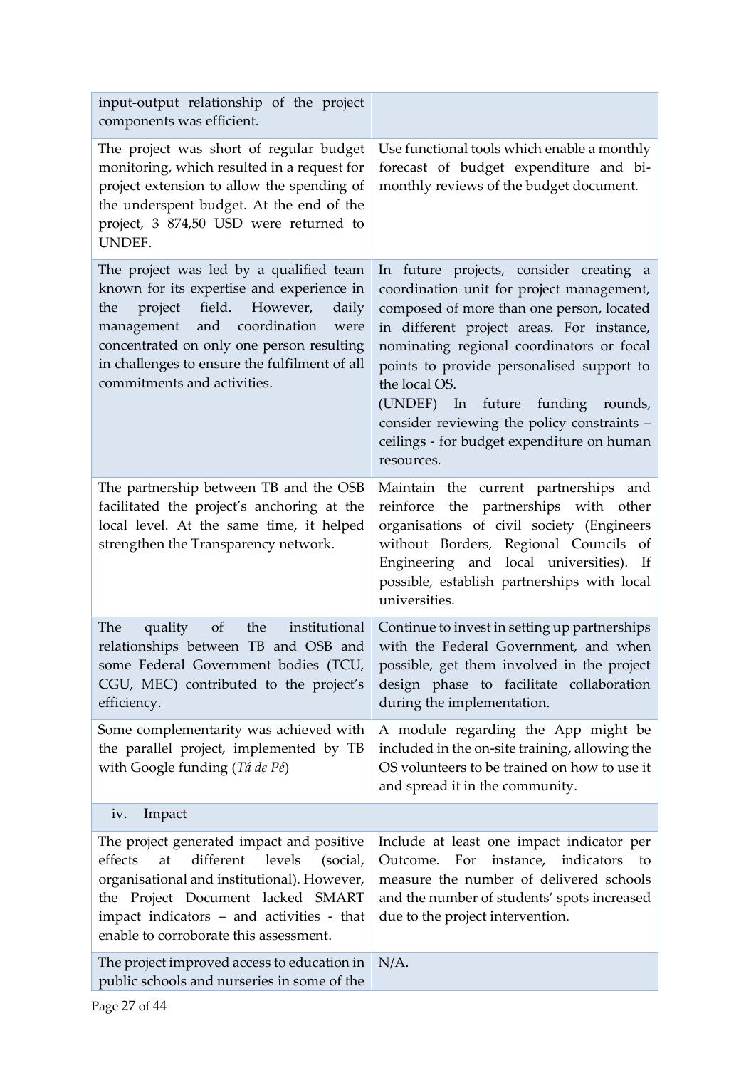| | |
|---|---|
| input-output relationship of the project components was efficient. | |
| The project was short of regular budget monitoring, which resulted in a request for project extension to allow the spending of the underspent budget. At the end of the project, 3 874,50 USD were returned to UNDEF. | Use functional tools which enable a monthly forecast of budget expenditure and bi-monthly reviews of the budget document. |
| The project was led by a qualified team known for its expertise and experience in the project field. However, daily management and coordination were concentrated on only one person resulting in challenges to ensure the fulfilment of all commitments and activities. | In future projects, consider creating a coordination unit for project management, composed of more than one person, located in different project areas. For instance, nominating regional coordinators or focal points to provide personalised support to the local OS. (UNDEF) In future funding rounds, consider reviewing the policy constraints – ceilings - for budget expenditure on human resources. |
| The partnership between TB and the OSB facilitated the project's anchoring at the local level. At the same time, it helped strengthen the Transparency network. | Maintain the current partnerships and reinforce the partnerships with other organisations of civil society (Engineers without Borders, Regional Councils of Engineering and local universities). If possible, establish partnerships with local universities. |
| The quality of the institutional relationships between TB and OSB and some Federal Government bodies (TCU, CGU, MEC) contributed to the project's efficiency. | Continue to invest in setting up partnerships with the Federal Government, and when possible, get them involved in the project design phase to facilitate collaboration during the implementation. |
| Some complementarity was achieved with the parallel project, implemented by TB with Google funding (*Tá de Pé*) | A module regarding the App might be included in the on-site training, allowing the OS volunteers to be trained on how to use it and spread it in the community. |
| iv. Impact | |
| The project generated impact and positive effects at different levels (social, organisational and institutional). However, the Project Document lacked SMART impact indicators – and activities - that enable to corroborate this assessment. | Include at least one impact indicator per Outcome. For instance, indicators to measure the number of delivered schools and the number of students' spots increased due to the project intervention. |
| The project improved access to education in public schools and nurseries in some of the | N/A. |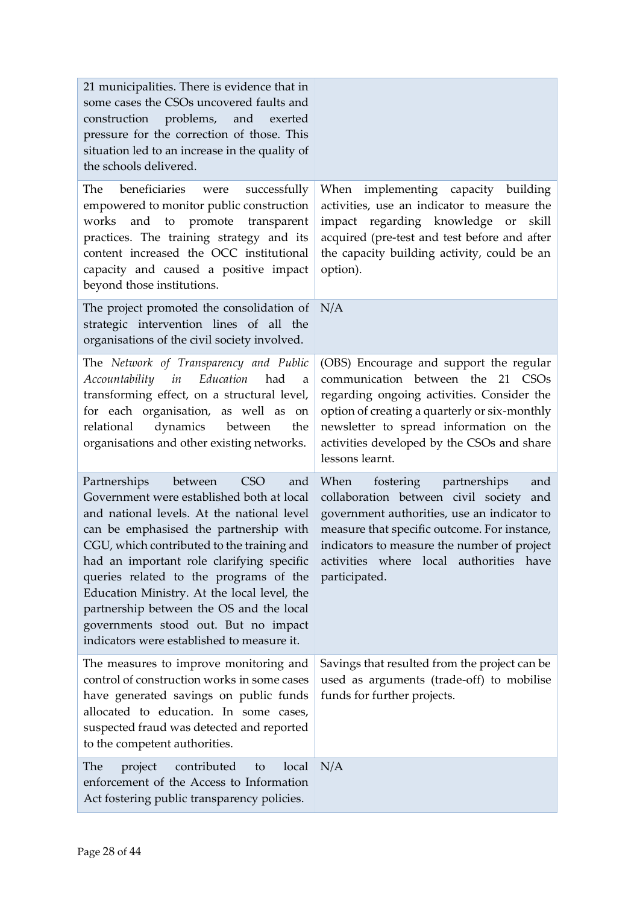| | |
|---|---|
| 21 municipalities. There is evidence that in some cases the CSOs uncovered faults and construction problems, and exerted pressure for the correction of those. This situation led to an increase in the quality of the schools delivered. | |
| The beneficiaries were successfully empowered to monitor public construction works and to promote transparent practices. The training strategy and its content increased the OCC institutional capacity and caused a positive impact beyond those institutions. | When implementing capacity building activities, use an indicator to measure the impact regarding knowledge or skill acquired (pre-test and test before and after the capacity building activity, could be an option). |
| The project promoted the consolidation of strategic intervention lines of all the organisations of the civil society involved. | N/A |
| The *Network of Transparency and Public Accountability in Education* had a transforming effect, on a structural level, for each organisation, as well as on relational dynamics between the organisations and other existing networks. | (OBS) Encourage and support the regular communication between the 21 CSOs regarding ongoing activities. Consider the option of creating a quarterly or six-monthly newsletter to spread information on the activities developed by the CSOs and share lessons learnt. |
| Partnerships between CSO and Government were established both at local and national levels. At the national level can be emphasised the partnership with CGU, which contributed to the training and had an important role clarifying specific queries related to the programs of the Education Ministry. At the local level, the partnership between the OS and the local governments stood out. But no impact indicators were established to measure it. | When fostering partnerships and collaboration between civil society and government authorities, use an indicator to measure that specific outcome. For instance, indicators to measure the number of project activities where local authorities have participated. |
| The measures to improve monitoring and control of construction works in some cases have generated savings on public funds allocated to education. In some cases, suspected fraud was detected and reported to the competent authorities. | Savings that resulted from the project can be used as arguments (trade-off) to mobilise funds for further projects. |
| The project contributed to local enforcement of the Access to Information Act fostering public transparency policies. | N/A |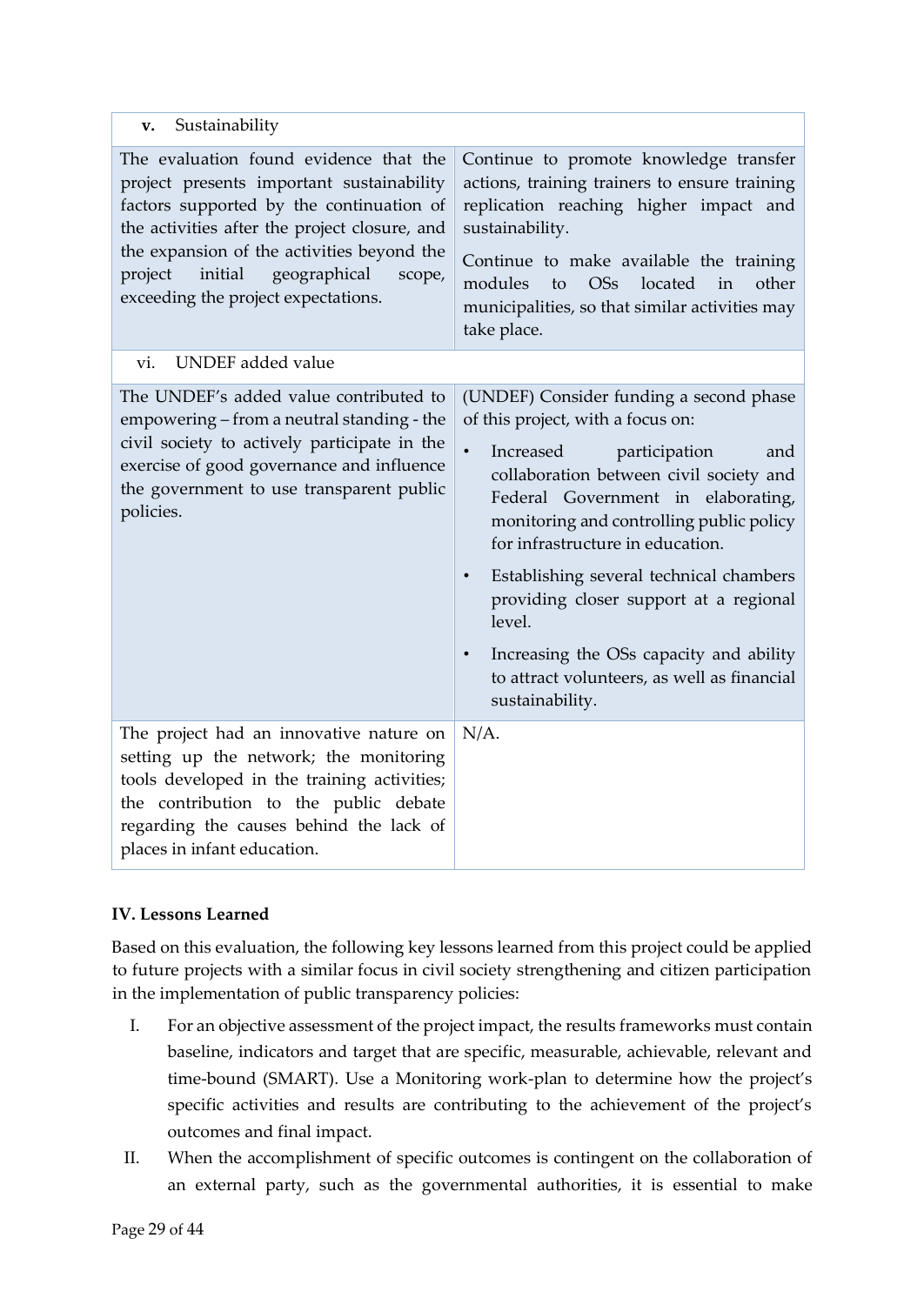| **v.** Sustainability | |
|---|---|
| The evaluation found evidence that the project presents important sustainability factors supported by the continuation of the activities after the project closure, and the expansion of the activities beyond the project initial geographical scope, exceeding the project expectations. | Continue to promote knowledge transfer actions, training trainers to ensure training replication reaching higher impact and sustainability.<br><br>Continue to make available the training modules to OSs located in other municipalities, so that similar activities may take place. |
| vi. UNDEF added value | |
| The UNDEF's added value contributed to empowering – from a neutral standing - the civil society to actively participate in the exercise of good governance and influence the government to use transparent public policies. | (UNDEF) Consider funding a second phase of this project, with a focus on:<br><br>• Increased participation and collaboration between civil society and Federal Government in elaborating, monitoring and controlling public policy for infrastructure in education.<br><br>• Establishing several technical chambers providing closer support at a regional level.<br><br>• Increasing the OSs capacity and ability to attract volunteers, as well as financial sustainability. |
| The project had an innovative nature on setting up the network; the monitoring tools developed in the training activities; the contribution to the public debate regarding the causes behind the lack of places in infant education. | N/A. |

**IV. Lessons Learned**

Based on this evaluation, the following key lessons learned from this project could be applied to future projects with a similar focus in civil society strengthening and citizen participation in the implementation of public transparency policies:

I. For an objective assessment of the project impact, the results frameworks must contain baseline, indicators and target that are specific, measurable, achievable, relevant and time-bound (SMART). Use a Monitoring work-plan to determine how the project's specific activities and results are contributing to the achievement of the project's outcomes and final impact.

II. When the accomplishment of specific outcomes is contingent on the collaboration of an external party, such as the governmental authorities, it is essential to make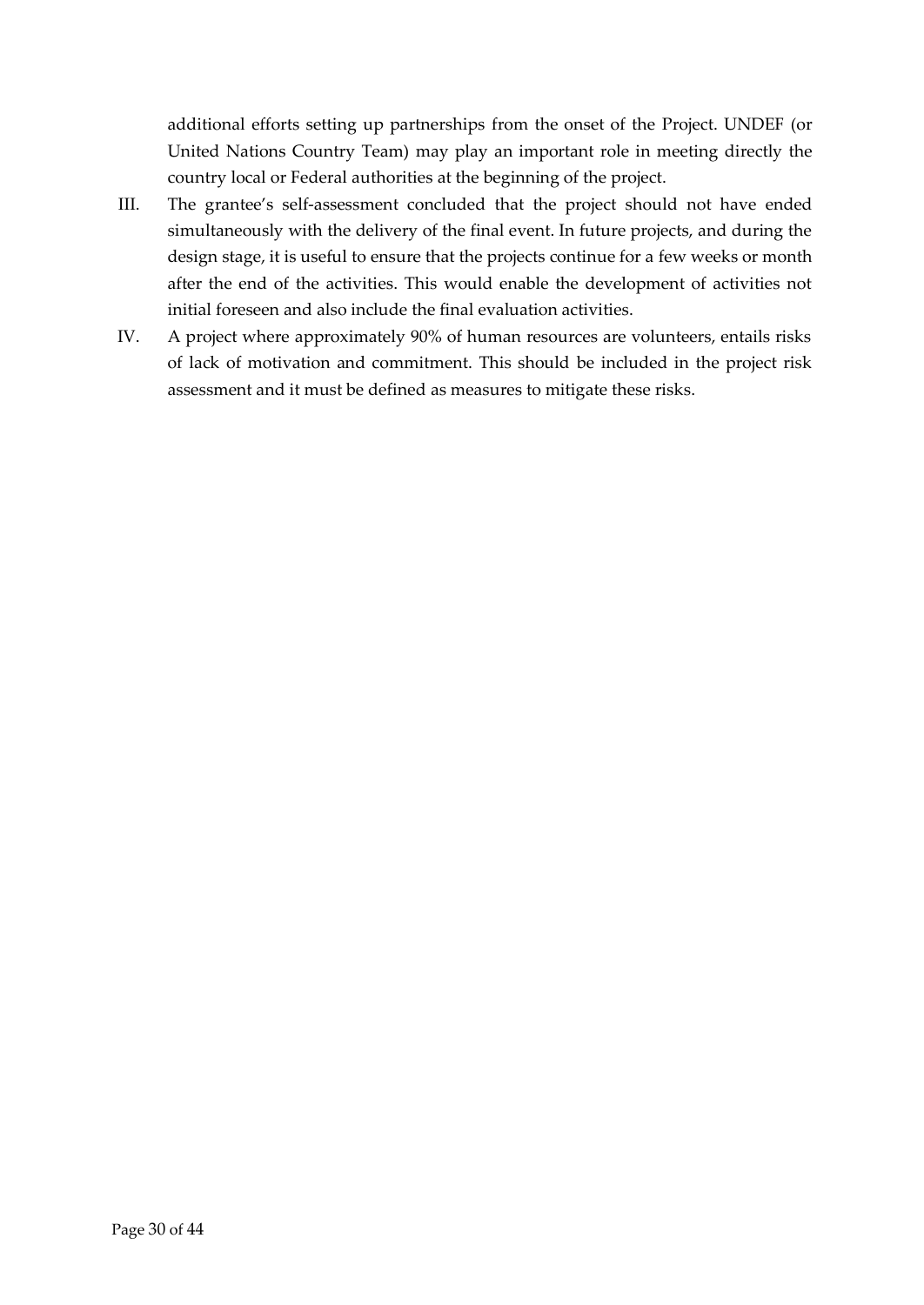additional efforts setting up partnerships from the onset of the Project. UNDEF (or United Nations Country Team) may play an important role in meeting directly the country local or Federal authorities at the beginning of the project.

III. The grantee's self-assessment concluded that the project should not have ended simultaneously with the delivery of the final event. In future projects, and during the design stage, it is useful to ensure that the projects continue for a few weeks or month after the end of the activities. This would enable the development of activities not initial foreseen and also include the final evaluation activities.

IV. A project where approximately 90% of human resources are volunteers, entails risks of lack of motivation and commitment. This should be included in the project risk assessment and it must be defined as measures to mitigate these risks.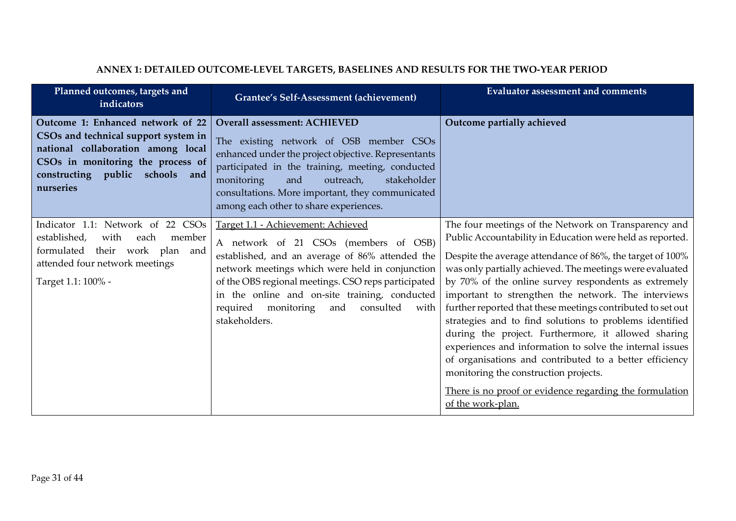## ANNEX 1: DETAILED OUTCOME-LEVEL TARGETS, BASELINES AND RESULTS FOR THE TWO-YEAR PERIOD

| Planned outcomes, targets and indicators | Grantee's Self-Assessment (achievement) | Evaluator assessment and comments |
|---|---|---|
| **Outcome 1: Enhanced network of 22 CSOs and technical support system in national collaboration among local CSOs in monitoring the process of constructing public schools and nurseries** | **Overall assessment: ACHIEVED**<br><br>The existing network of OSB member CSOs enhanced under the project objective. Representants participated in the training, meeting, conducted monitoring and outreach, stakeholder consultations. More important, they communicated among each other to share experiences. | **Outcome partially achieved** |
| Indicator 1.1: Network of 22 CSOs established, with each member formulated their work plan and attended four network meetings<br><br>Target 1.1: 100% - | Target 1.1 - Achievement: Achieved<br><br>A network of 21 CSOs (members of OSB) established, and an average of 86% attended the network meetings which were held in conjunction of the OBS regional meetings. CSO reps participated in the online and on-site training, conducted required monitoring and consulted with stakeholders. | The four meetings of the Network on Transparency and Public Accountability in Education were held as reported.<br><br>Despite the average attendance of 86%, the target of 100% was only partially achieved. The meetings were evaluated by 70% of the online survey respondents as extremely important to strengthen the network. The interviews further reported that these meetings contributed to set out strategies and to find solutions to problems identified during the project. Furthermore, it allowed sharing experiences and information to solve the internal issues of organisations and contributed to a better efficiency monitoring the construction projects.<br><br>There is no proof or evidence regarding the formulation of the work-plan. |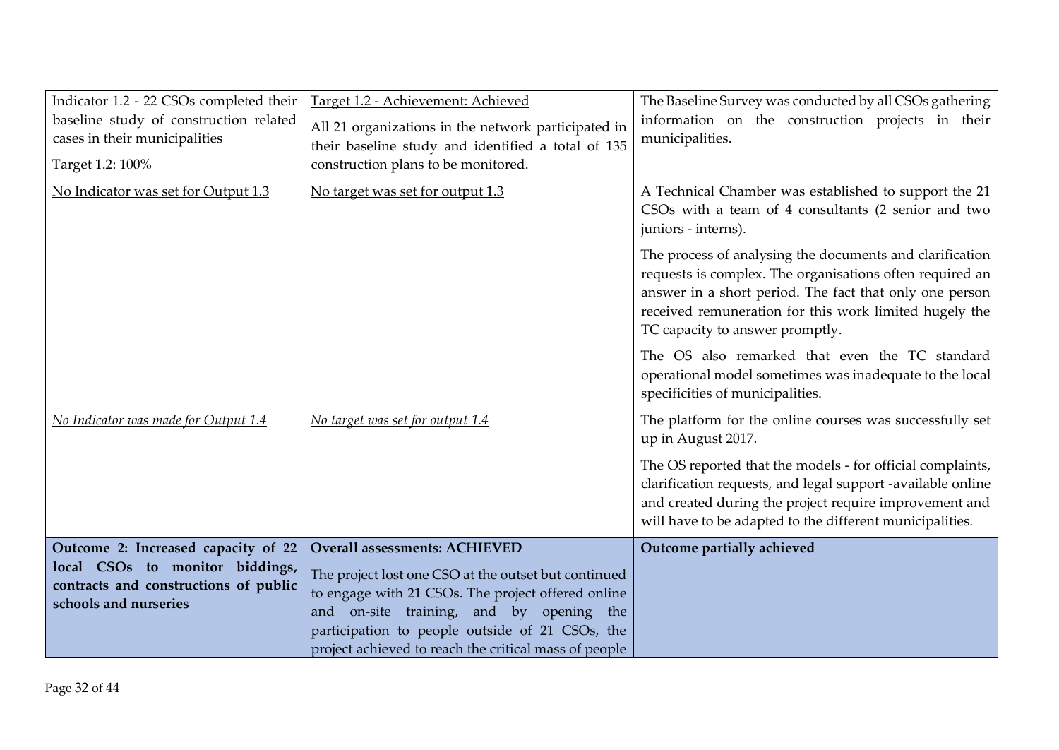| | | |
|---|---|---|
| Indicator 1.2 - 22 CSOs completed their baseline study of construction related cases in their municipalities<br><br>Target 1.2: 100% | Target 1.2 - Achievement: Achieved<br><br>All 21 organizations in the network participated in their baseline study and identified a total of 135 construction plans to be monitored. | The Baseline Survey was conducted by all CSOs gathering information on the construction projects in their municipalities. |
| No Indicator was set for Output 1.3 | No target was set for output 1.3 | A Technical Chamber was established to support the 21 CSOs with a team of 4 consultants (2 senior and two juniors - interns).<br><br>The process of analysing the documents and clarification requests is complex. The organisations often required an answer in a short period. The fact that only one person received remuneration for this work limited hugely the TC capacity to answer promptly.<br><br>The OS also remarked that even the TC standard operational model sometimes was inadequate to the local specificities of municipalities. |
| *No Indicator was made for Output 1.4* | *No target was set for output 1.4* | The platform for the online courses was successfully set up in August 2017.<br><br>The OS reported that the models - for official complaints, clarification requests, and legal support -available online and created during the project require improvement and will have to be adapted to the different municipalities. |
| **Outcome 2: Increased capacity of 22 local CSOs to monitor biddings, contracts and constructions of public schools and nurseries** | **Overall assessments: ACHIEVED**<br><br>The project lost one CSO at the outset but continued to engage with 21 CSOs. The project offered online and on-site training, and by opening the participation to people outside of 21 CSOs, the project achieved to reach the critical mass of people | **Outcome partially achieved** |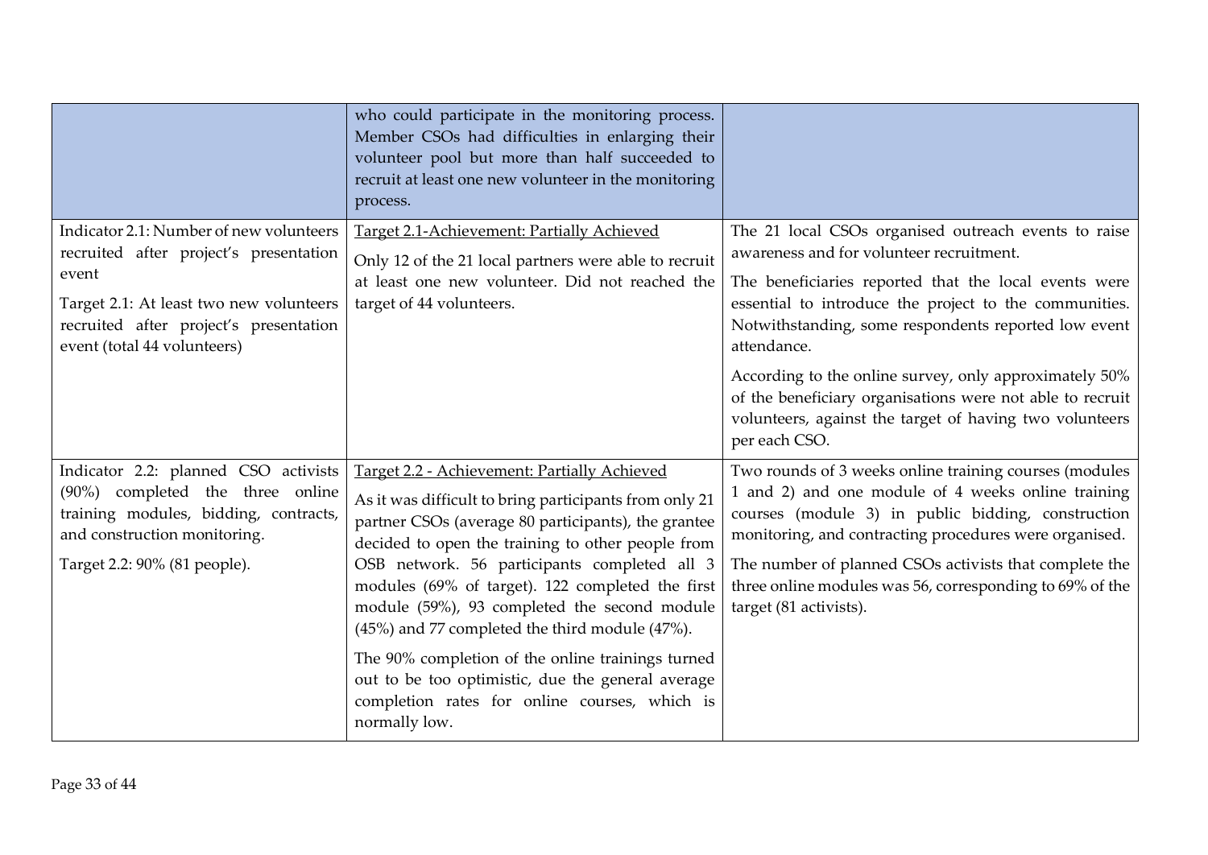| | | |
|---|---|---|
| | who could participate in the monitoring process. Member CSOs had difficulties in enlarging their volunteer pool but more than half succeeded to recruit at least one new volunteer in the monitoring process. | |
| Indicator 2.1: Number of new volunteers recruited after project's presentation event<br><br>Target 2.1: At least two new volunteers recruited after project's presentation event (total 44 volunteers) | Target 2.1-Achievement: Partially Achieved<br><br>Only 12 of the 21 local partners were able to recruit at least one new volunteer. Did not reached the target of 44 volunteers. | The 21 local CSOs organised outreach events to raise awareness and for volunteer recruitment.<br><br>The beneficiaries reported that the local events were essential to introduce the project to the communities. Notwithstanding, some respondents reported low event attendance.<br><br>According to the online survey, only approximately 50% of the beneficiary organisations were not able to recruit volunteers, against the target of having two volunteers per each CSO. |
| Indicator 2.2: planned CSO activists (90%) completed the three online training modules, bidding, contracts, and construction monitoring.<br><br>Target 2.2: 90% (81 people). | Target 2.2 - Achievement: Partially Achieved<br><br>As it was difficult to bring participants from only 21 partner CSOs (average 80 participants), the grantee decided to open the training to other people from OSB network. 56 participants completed all 3 modules (69% of target). 122 completed the first module (59%), 93 completed the second module (45%) and 77 completed the third module (47%).<br><br>The 90% completion of the online trainings turned out to be too optimistic, due the general average completion rates for online courses, which is normally low. | Two rounds of 3 weeks online training courses (modules 1 and 2) and one module of 4 weeks online training courses (module 3) in public bidding, construction monitoring, and contracting procedures were organised.<br><br>The number of planned CSOs activists that complete the three online modules was 56, corresponding to 69% of the target (81 activists). |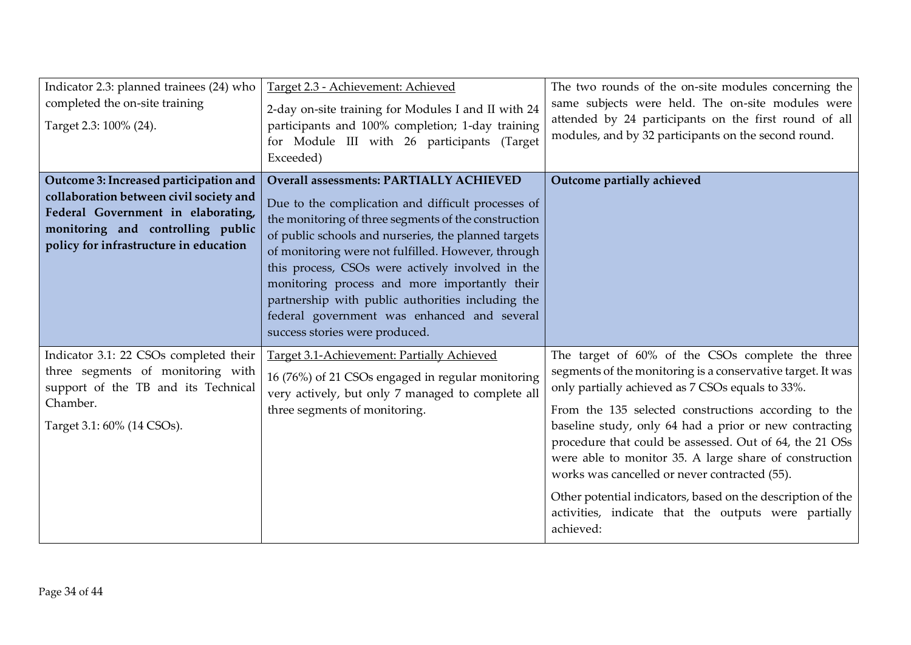| | | |
|---|---|---|
| Indicator 2.3: planned trainees (24) who completed the on-site training<br><br>Target 2.3: 100% (24). | Target 2.3 - Achievement: Achieved<br><br>2-day on-site training for Modules I and II with 24 participants and 100% completion; 1-day training for Module III with 26 participants (Target Exceeded) | The two rounds of the on-site modules concerning the same subjects were held. The on-site modules were attended by 24 participants on the first round of all modules, and by 32 participants on the second round. |
| **Outcome 3: Increased participation and collaboration between civil society and Federal Government in elaborating, monitoring and controlling public policy for infrastructure in education** | **Overall assessments: PARTIALLY ACHIEVED**<br><br>Due to the complication and difficult processes of the monitoring of three segments of the construction of public schools and nurseries, the planned targets of monitoring were not fulfilled. However, through this process, CSOs were actively involved in the monitoring process and more importantly their partnership with public authorities including the federal government was enhanced and several success stories were produced. | **Outcome partially achieved** |
| Indicator 3.1: 22 CSOs completed their three segments of monitoring with support of the TB and its Technical Chamber.<br><br>Target 3.1: 60% (14 CSOs). | Target 3.1-Achievement: Partially Achieved<br><br>16 (76%) of 21 CSOs engaged in regular monitoring very actively, but only 7 managed to complete all three segments of monitoring. | The target of 60% of the CSOs complete the three segments of the monitoring is a conservative target. It was only partially achieved as 7 CSOs equals to 33%.<br><br>From the 135 selected constructions according to the baseline study, only 64 had a prior or new contracting procedure that could be assessed. Out of 64, the 21 OSs were able to monitor 35. A large share of construction works was cancelled or never contracted (55).<br><br>Other potential indicators, based on the description of the activities, indicate that the outputs were partially achieved: |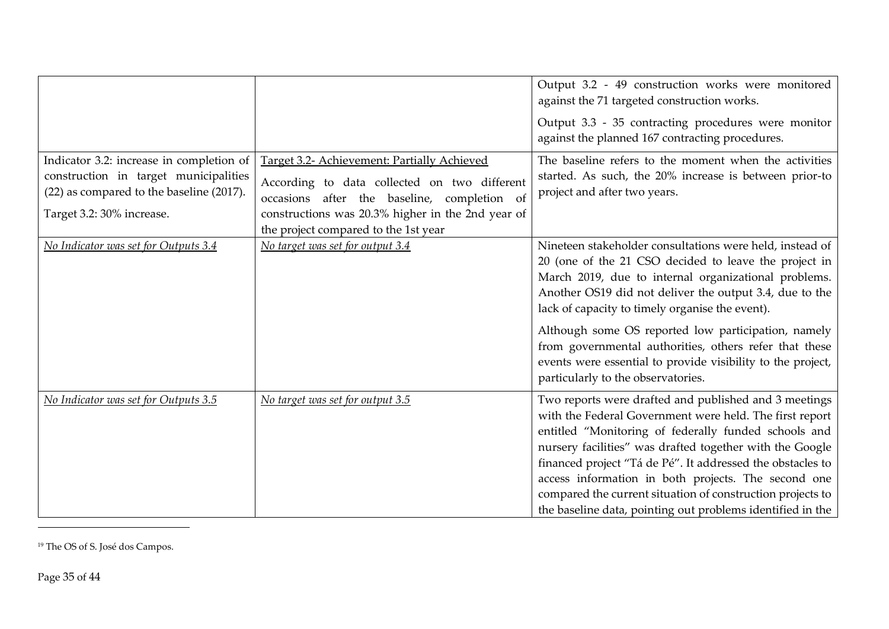| | | |
|---|---|---|
| | | Output 3.2 - 49 construction works were monitored against the 71 targeted construction works.<br><br>Output 3.3 - 35 contracting procedures were monitor against the planned 167 contracting procedures. |
| Indicator 3.2: increase in completion of construction in target municipalities (22) as compared to the baseline (2017).<br><br>Target 3.2: 30% increase. | <u>Target 3.2- Achievement: Partially Achieved</u><br><br>According to data collected on two different occasions after the baseline, completion of constructions was 20.3% higher in the 2nd year of the project compared to the 1st year | The baseline refers to the moment when the activities started. As such, the 20% increase is between prior-to project and after two years. |
| *<u>No Indicator was set for Outputs 3.4</u>* | *<u>No target was set for output 3.4</u>* | Nineteen stakeholder consultations were held, instead of 20 (one of the 21 CSO decided to leave the project in March 2019, due to internal organizational problems. Another OS[19] did not deliver the output 3.4, due to the lack of capacity to timely organise the event).<br><br>Although some OS reported low participation, namely from governmental authorities, others refer that these events were essential to provide visibility to the project, particularly to the observatories. |
| *<u>No Indicator was set for Outputs 3.5</u>* | *<u>No target was set for output 3.5</u>* | Two reports were drafted and published and 3 meetings with the Federal Government were held. The first report entitled "Monitoring of federally funded schools and nursery facilities" was drafted together with the Google financed project "Tá de Pé". It addressed the obstacles to access information in both projects. The second one compared the current situation of construction projects to the baseline data, pointing out problems identified in the |

[19] The OS of S. José dos Campos.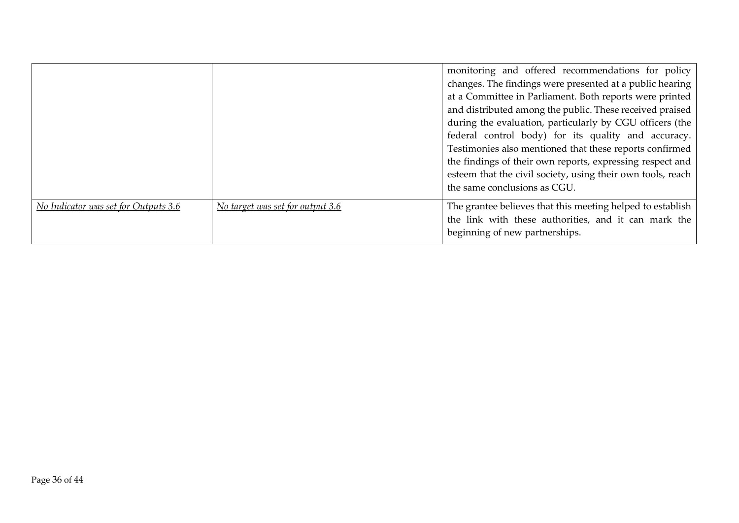| | | |
|---|---|---|
| | | monitoring and offered recommendations for policy changes. The findings were presented at a public hearing at a Committee in Parliament. Both reports were printed and distributed among the public. These received praised during the evaluation, particularly by CGU officers (the federal control body) for its quality and accuracy. Testimonies also mentioned that these reports confirmed the findings of their own reports, expressing respect and esteem that the civil society, using their own tools, reach the same conclusions as CGU. |
| <u>*No Indicator was set for Outputs 3.6*</u> | <u>*No target was set for output 3.6*</u> | The grantee believes that this meeting helped to establish the link with these authorities, and it can mark the beginning of new partnerships. |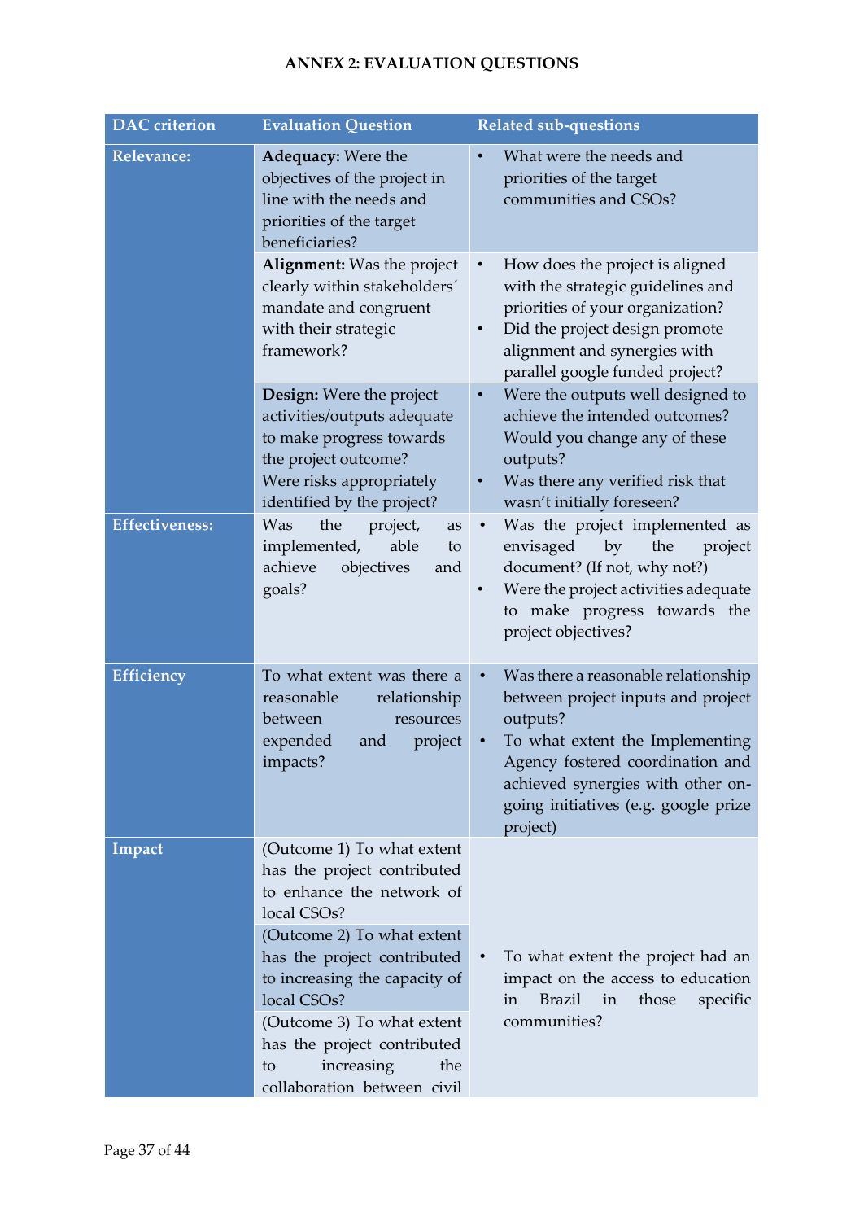# ANNEX 2: EVALUATION QUESTIONS

| DAC criterion | Evaluation Question | Related sub-questions |
|---|---|---|
| **Relevance:** | **Adequacy:** Were the objectives of the project in line with the needs and priorities of the target beneficiaries? | • What were the needs and priorities of the target communities and CSOs? |
| | **Alignment:** Was the project clearly within stakeholders´ mandate and congruent with their strategic framework? | • How does the project is aligned with the strategic guidelines and priorities of your organization?<br>• Did the project design promote alignment and synergies with parallel google funded project? |
| | **Design:** Were the project activities/outputs adequate to make progress towards the project outcome?<br>Were risks appropriately identified by the project? | • Were the outputs well designed to achieve the intended outcomes? Would you change any of these outputs?<br>• Was there any verified risk that wasn't initially foreseen? |
| **Effectiveness:** | Was the project, as implemented, able to achieve objectives and goals? | • Was the project implemented as envisaged by the project document? (If not, why not?)<br>• Were the project activities adequate to make progress towards the project objectives? |
| **Efficiency** | To what extent was there a reasonable relationship between resources expended and project impacts? | • Was there a reasonable relationship between project inputs and project outputs?<br>• To what extent the Implementing Agency fostered coordination and achieved synergies with other on-going initiatives (e.g. google prize project) |
| **Impact** | (Outcome 1) To what extent has the project contributed to enhance the network of local CSOs? | • To what extent the project had an impact on the access to education in Brazil in those specific communities? |
| | (Outcome 2) To what extent has the project contributed to increasing the capacity of local CSOs? | |
| | (Outcome 3) To what extent has the project contributed to increasing the collaboration between civil | |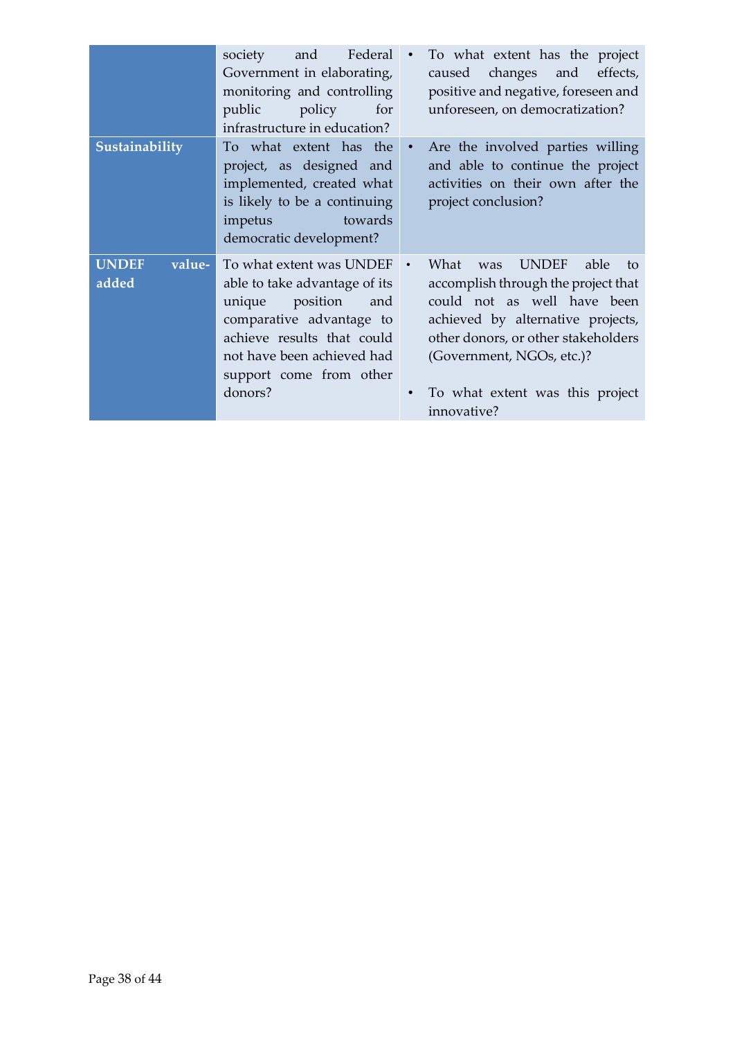| | | |
|---|---|---|
| | society and Federal Government in elaborating, monitoring and controlling public policy for infrastructure in education? | • To what extent has the project caused changes and effects, positive and negative, foreseen and unforeseen, on democratization? |
| **Sustainability** | To what extent has the project, as designed and implemented, created what is likely to be a continuing impetus towards democratic development? | • Are the involved parties willing and able to continue the project activities on their own after the project conclusion? |
| **UNDEF value-added** | To what extent was UNDEF able to take advantage of its unique position and comparative advantage to achieve results that could not have been achieved had support come from other donors? | • What was UNDEF able to accomplish through the project that could not as well have been achieved by alternative projects, other donors, or other stakeholders (Government, NGOs, etc.)? <br><br> • To what extent was this project innovative? |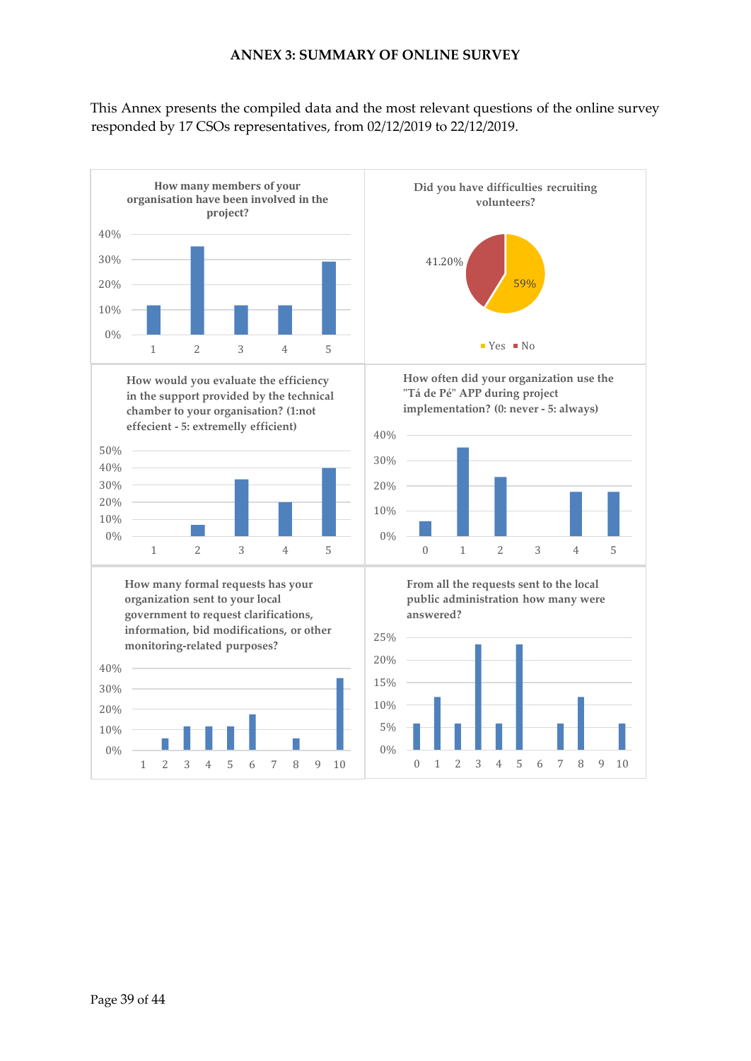# ANNEX 3: SUMMARY OF ONLINE SURVEY

This Annex presents the compiled data and the most relevant questions of the online survey responded by 17 CSOs representatives, from 02/12/2019 to 22/12/2019.

**How many members of your organisation have been involved in the project?**

**Did you have difficulties recruiting volunteers?**

Yes: 59% — No: 41.20%

**How would you evaluate the efficiency in the support provided by the technical chamber to your organisation? (1:not effecient - 5: extremelly efficient)**

**How often did your organization use the "Tá de Pé" APP during project implementation? (0: never - 5: always)**

**How many formal requests has your organization sent to your local government to request clarifications, information, bid modifications, or other monitoring-related purposes?**

**From all the requests sent to the local public administration how many were answered?**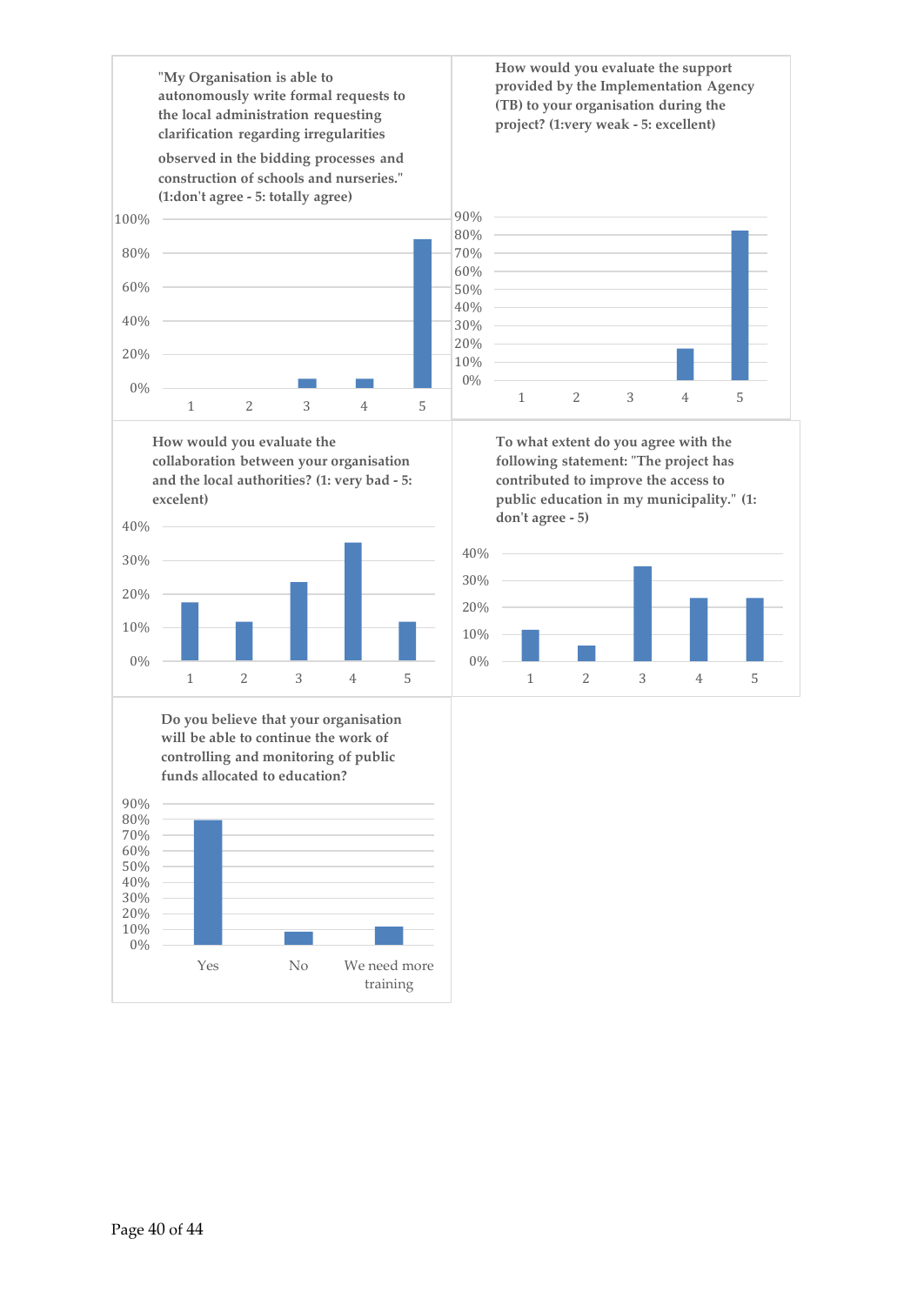"My Organisation is able to autonomously write formal requests to the local administration requesting clarification regarding irregularities observed in the bidding processes and construction of schools and nurseries." (1:don't agree - 5: totally agree)

100%
80%
60%
40%
20%
0%

1 2 3 4 5

How would you evaluate the support provided by the Implementation Agency (TB) to your organisation during the project? (1:very weak - 5: excellent)

90%
80%
70%
60%
50%
40%
30%
20%
10%
0%

1 2 3 4 5

How would you evaluate the collaboration between your organisation and the local authorities? (1: very bad - 5: excelent)

40%
30%
20%
10%
0%

1 2 3 4 5

To what extent do you agree with the following statement: "The project has contributed to improve the access to public education in my municipality." (1: don't agree - 5)

40%
30%
20%
10%
0%

1 2 3 4 5

Do you believe that your organisation will be able to continue the work of controlling and monitoring of public funds allocated to education?

90%
80%
70%
60%
50%
40%
30%
20%
10%
0%

Yes No We need more training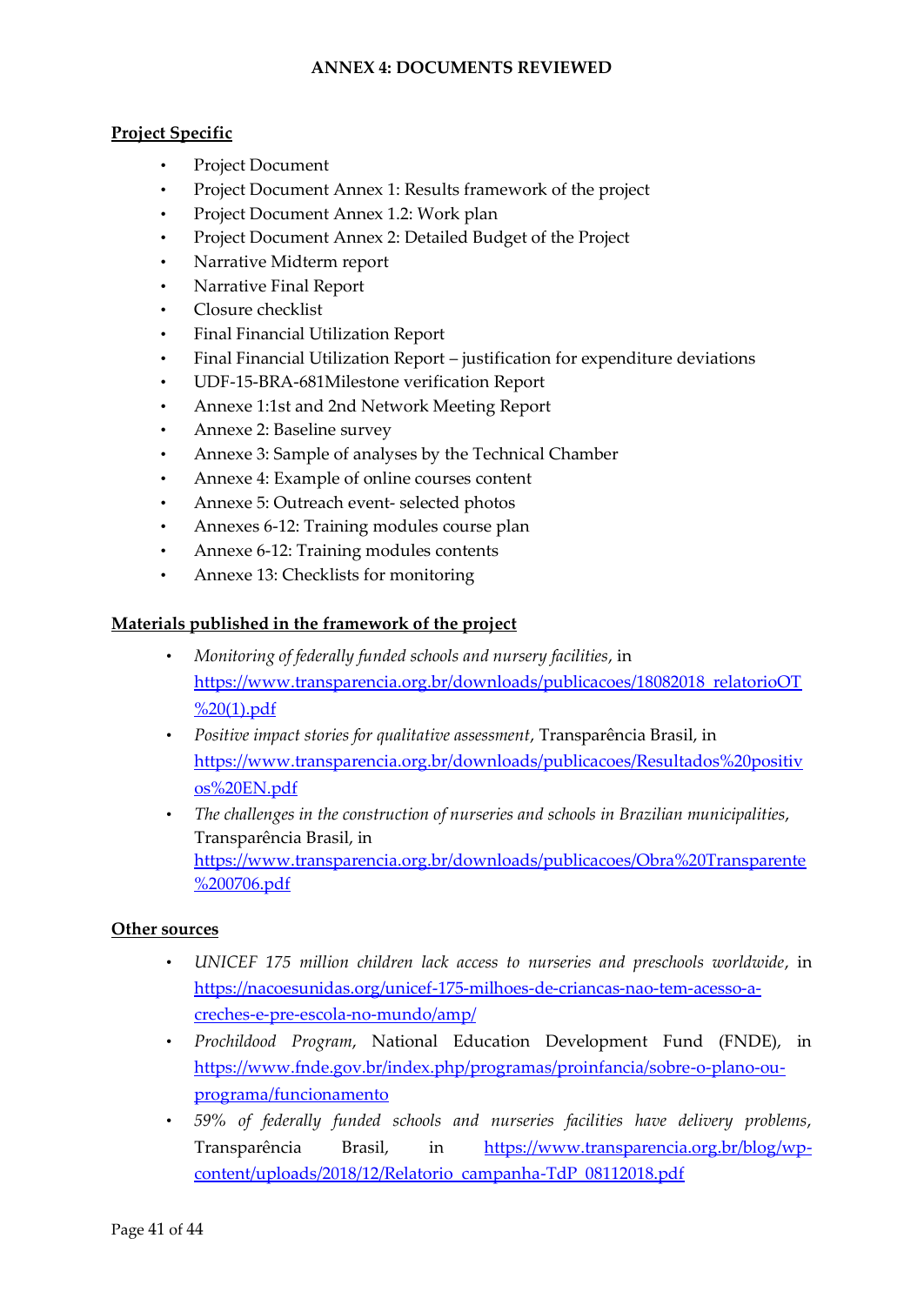# ANNEX 4: DOCUMENTS REVIEWED

**<u>Project Specific</u>**

- Project Document
- Project Document Annex 1: Results framework of the project
- Project Document Annex 1.2: Work plan
- Project Document Annex 2: Detailed Budget of the Project
- Narrative Midterm report
- Narrative Final Report
- Closure checklist
- Final Financial Utilization Report
- Final Financial Utilization Report – justification for expenditure deviations
- UDF-15-BRA-681Milestone verification Report
- Annexe 1:1st and 2nd Network Meeting Report
- Annexe 2: Baseline survey
- Annexe 3: Sample of analyses by the Technical Chamber
- Annexe 4: Example of online courses content
- Annexe 5: Outreach event- selected photos
- Annexes 6-12: Training modules course plan
- Annexe 6-12: Training modules contents
- Annexe 13: Checklists for monitoring

**<u>Materials published in the framework of the project</u>**

- *Monitoring of federally funded schools and nursery facilities*, in https://www.transparencia.org.br/downloads/publicacoes/18082018_relatorioOT%20(1).pdf
- *Positive impact stories for qualitative assessment*, Transparência Brasil, in https://www.transparencia.org.br/downloads/publicacoes/Resultados%20positivos%20EN.pdf
- *The challenges in the construction of nurseries and schools in Brazilian municipalities*, Transparência Brasil, in https://www.transparencia.org.br/downloads/publicacoes/Obra%20Transparente%200706.pdf

**<u>Other sources</u>**

- *UNICEF 175 million children lack access to nurseries and preschools worldwide*, in https://nacoesunidas.org/unicef-175-milhoes-de-criancas-nao-tem-acesso-a-creches-e-pre-escola-no-mundo/amp/
- *Prochildood Program*, National Education Development Fund (FNDE), in https://www.fnde.gov.br/index.php/programas/proinfancia/sobre-o-plano-ou-programa/funcionamento
- *59% of federally funded schools and nurseries facilities have delivery problems*, Transparência Brasil, in https://www.transparencia.org.br/blog/wp-content/uploads/2018/12/Relatorio_campanha-TdP_08112018.pdf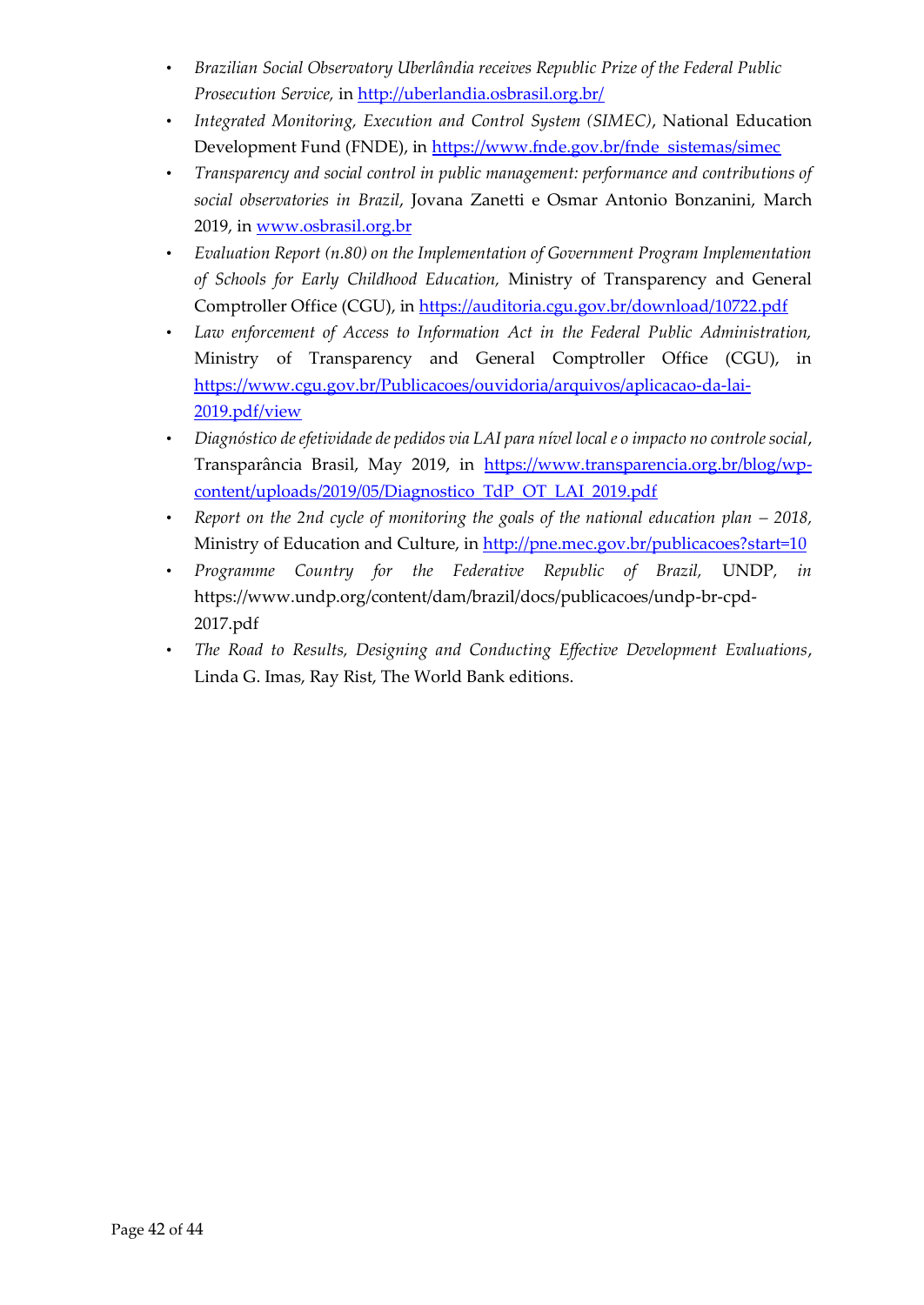- *Brazilian Social Observatory Uberlândia receives Republic Prize of the Federal Public Prosecution Service,* in http://uberlandia.osbrasil.org.br/
- *Integrated Monitoring, Execution and Control System (SIMEC)*, National Education Development Fund (FNDE), in https://www.fnde.gov.br/fnde_sistemas/simec
- *Transparency and social control in public management: performance and contributions of social observatories in Brazil*, Jovana Zanetti e Osmar Antonio Bonzanini, March 2019, in www.osbrasil.org.br
- *Evaluation Report (n.80) on the Implementation of Government Program Implementation of Schools for Early Childhood Education,* Ministry of Transparency and General Comptroller Office (CGU), in https://auditoria.cgu.gov.br/download/10722.pdf
- *Law enforcement of Access to Information Act in the Federal Public Administration,* Ministry of Transparency and General Comptroller Office (CGU), in https://www.cgu.gov.br/Publicacoes/ouvidoria/arquivos/aplicacao-da-lai-2019.pdf/view
- *Diagnóstico de efetividade de pedidos via LAI para nível local e o impacto no controle social*, Transparância Brasil, May 2019, in https://www.transparencia.org.br/blog/wp-content/uploads/2019/05/Diagnostico_TdP_OT_LAI_2019.pdf
- *Report on the 2nd cycle of monitoring the goals of the national education plan – 2018,* Ministry of Education and Culture, in http://pne.mec.gov.br/publicacoes?start=10
- *Programme Country for the Federative Republic of Brazil,* UNDP, *in* https://www.undp.org/content/dam/brazil/docs/publicacoes/undp-br-cpd-2017.pdf
- *The Road to Results, Designing and Conducting Effective Development Evaluations*, Linda G. Imas, Ray Rist, The World Bank editions.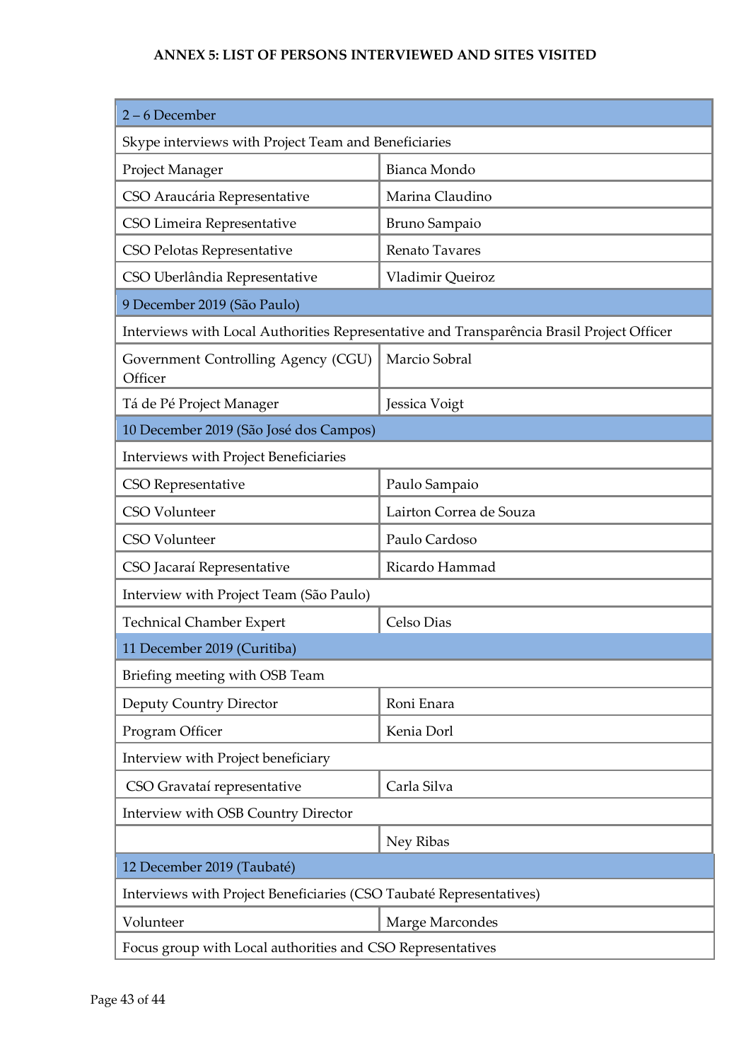# ANNEX 5: LIST OF PERSONS INTERVIEWED AND SITES VISITED

| 2 – 6 December | |
|---|---|
| Skype interviews with Project Team and Beneficiaries | |
| Project Manager | Bianca Mondo |
| CSO Araucária Representative | Marina Claudino |
| CSO Limeira Representative | Bruno Sampaio |
| CSO Pelotas Representative | Renato Tavares |
| CSO Uberlândia Representative | Vladimir Queiroz |
| 9 December 2019 (São Paulo) | |
| Interviews with Local Authorities Representative and Transparência Brasil Project Officer | |
| Government Controlling Agency (CGU) Officer | Marcio Sobral |
| Tá de Pé Project Manager | Jessica Voigt |
| 10 December 2019 (São José dos Campos) | |
| Interviews with Project Beneficiaries | |
| CSO Representative | Paulo Sampaio |
| CSO Volunteer | Lairton Correa de Souza |
| CSO Volunteer | Paulo Cardoso |
| CSO Jacaraí Representative | Ricardo Hammad |
| Interview with Project Team (São Paulo) | |
| Technical Chamber Expert | Celso Dias |
| 11 December 2019 (Curitiba) | |
| Briefing meeting with OSB Team | |
| Deputy Country Director | Roni Enara |
| Program Officer | Kenia Dorl |
| Interview with Project beneficiary | |
| CSO Gravataí representative | Carla Silva |
| Interview with OSB Country Director | |
| | Ney Ribas |
| 12 December 2019 (Taubaté) | |
| Interviews with Project Beneficiaries (CSO Taubaté Representatives) | |
| Volunteer | Marge Marcondes |
| Focus group with Local authorities and CSO Representatives | |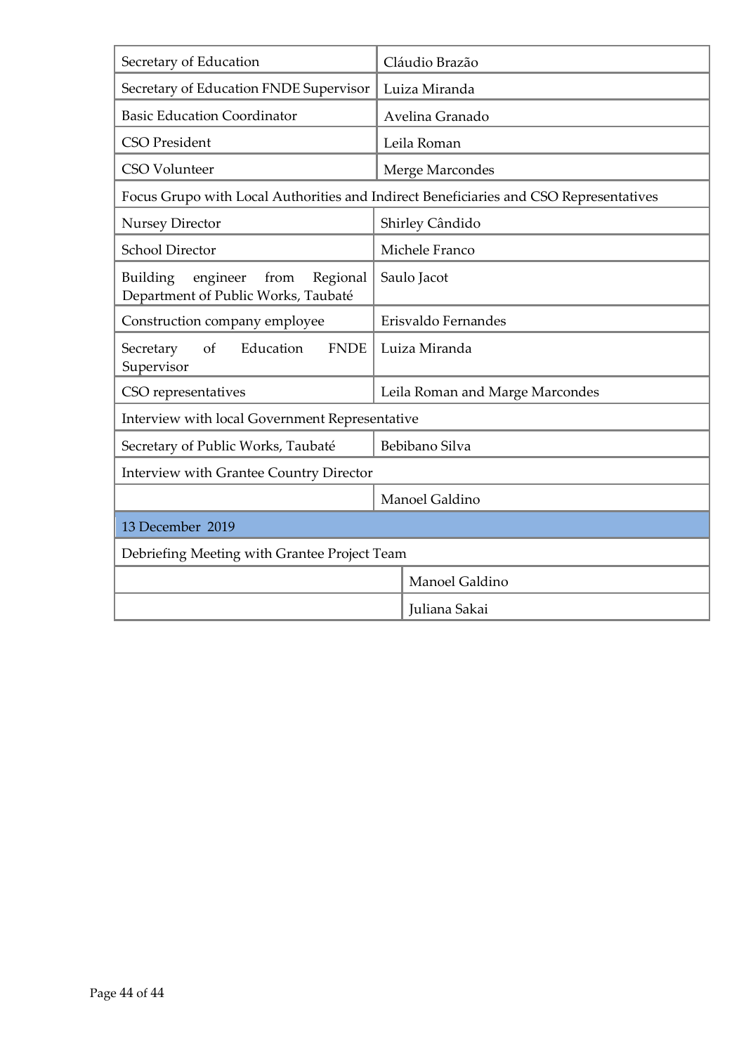| | |
|---|---|
| Secretary of Education | Cláudio Brazão |
| Secretary of Education FNDE Supervisor | Luiza Miranda |
| Basic Education Coordinator | Avelina Granado |
| CSO President | Leila Roman |
| CSO Volunteer | Merge Marcondes |
| Focus Grupo with Local Authorities and Indirect Beneficiaries and CSO Representatives | |
| Nursey Director | Shirley Cândido |
| School Director | Michele Franco |
| Building engineer from Regional Department of Public Works, Taubaté | Saulo Jacot |
| Construction company employee | Erisvaldo Fernandes |
| Secretary of Education FNDE Supervisor | Luiza Miranda |
| CSO representatives | Leila Roman and Marge Marcondes |
| Interview with local Government Representative | |
| Secretary of Public Works, Taubaté | Bebibano Silva |
| Interview with Grantee Country Director | |
| | Manoel Galdino |
| 13 December 2019 | |
| Debriefing Meeting with Grantee Project Team | |
| | Manoel Galdino |
| | Juliana Sakai |